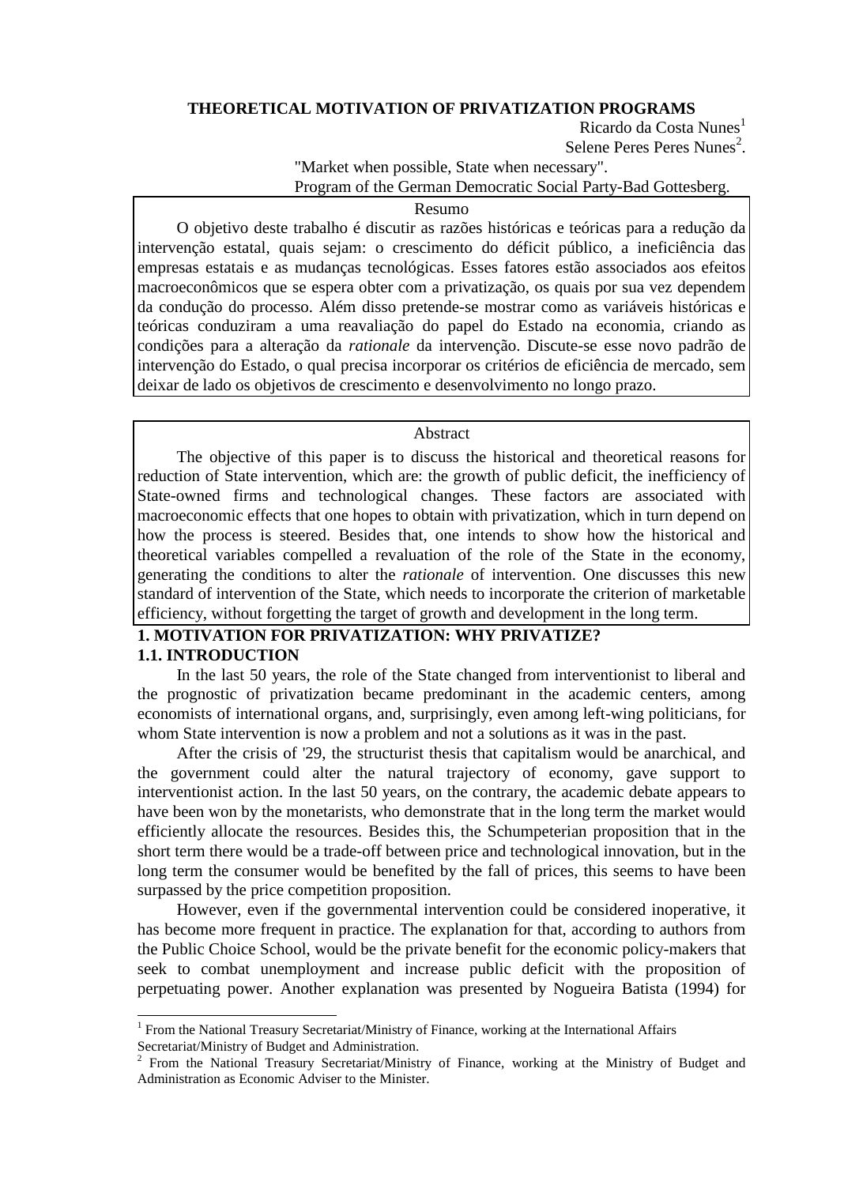# THEORETICAL MOTIVATION OF PRIVATIZATION PROGRAMS

Ricardo da Costa Nunes[1]
Selene Peres Peres Nunes[2].

"Market when possible, State when necessary".
Program of the German Democratic Social Party-Bad Gottesberg.

**Resumo**

O objetivo deste trabalho é discutir as razões históricas e teóricas para a redução da intervenção estatal, quais sejam: o crescimento do déficit público, a ineficiência das empresas estatais e as mudanças tecnológicas. Esses fatores estão associados aos efeitos macroeconômicos que se espera obter com a privatização, os quais por sua vez dependem da condução do processo. Além disso pretende-se mostrar como as variáveis históricas e teóricas conduziram a uma reavaliação do papel do Estado na economia, criando as condições para a alteração da *rationale* da intervenção. Discute-se esse novo padrão de intervenção do Estado, o qual precisa incorporar os critérios de eficiência de mercado, sem deixar de lado os objetivos de crescimento e desenvolvimento no longo prazo.

**Abstract**

The objective of this paper is to discuss the historical and theoretical reasons for reduction of State intervention, which are: the growth of public deficit, the inefficiency of State-owned firms and technological changes. These factors are associated with macroeconomic effects that one hopes to obtain with privatization, which in turn depend on how the process is steered. Besides that, one intends to show how the historical and theoretical variables compelled a revaluation of the role of the State in the economy, generating the conditions to alter the *rationale* of intervention. One discusses this new standard of intervention of the State, which needs to incorporate the criterion of marketable efficiency, without forgetting the target of growth and development in the long term.

## 1. MOTIVATION FOR PRIVATIZATION: WHY PRIVATIZE?

### 1.1. INTRODUCTION

In the last 50 years, the role of the State changed from interventionist to liberal and the prognostic of privatization became predominant in the academic centers, among economists of international organs, and, surprisingly, even among left-wing politicians, for whom State intervention is now a problem and not a solutions as it was in the past.

After the crisis of '29, the structurist thesis that capitalism would be anarchical, and the government could alter the natural trajectory of economy, gave support to interventionist action. In the last 50 years, on the contrary, the academic debate appears to have been won by the monetarists, who demonstrate that in the long term the market would efficiently allocate the resources. Besides this, the Schumpeterian proposition that in the short term there would be a trade-off between price and technological innovation, but in the long term the consumer would be benefited by the fall of prices, this seems to have been surpassed by the price competition proposition.

However, even if the governmental intervention could be considered inoperative, it has become more frequent in practice. The explanation for that, according to authors from the Public Choice School, would be the private benefit for the economic policy-makers that seek to combat unemployment and increase public deficit with the proposition of perpetuating power. Another explanation was presented by Nogueira Batista (1994) for

[1] From the National Treasury Secretariat/Ministry of Finance, working at the International Affairs Secretariat/Ministry of Budget and Administration.

[2] From the National Treasury Secretariat/Ministry of Finance, working at the Ministry of Budget and Administration as Economic Adviser to the Minister.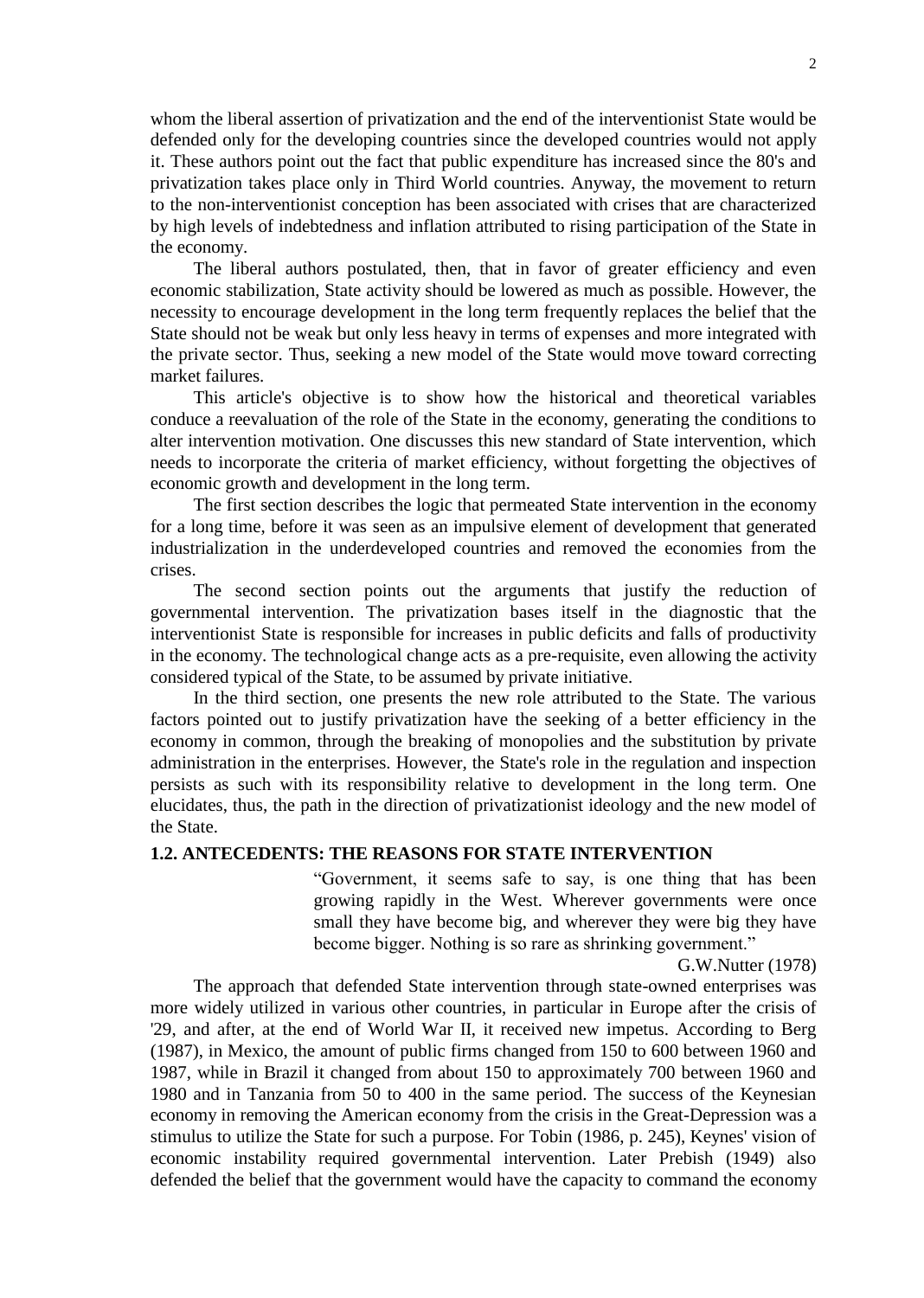whom the liberal assertion of privatization and the end of the interventionist State would be defended only for the developing countries since the developed countries would not apply it. These authors point out the fact that public expenditure has increased since the 80's and privatization takes place only in Third World countries. Anyway, the movement to return to the non-interventionist conception has been associated with crises that are characterized by high levels of indebtedness and inflation attributed to rising participation of the State in the economy.

The liberal authors postulated, then, that in favor of greater efficiency and even economic stabilization, State activity should be lowered as much as possible. However, the necessity to encourage development in the long term frequently replaces the belief that the State should not be weak but only less heavy in terms of expenses and more integrated with the private sector. Thus, seeking a new model of the State would move toward correcting market failures.

This article's objective is to show how the historical and theoretical variables conduce a reevaluation of the role of the State in the economy, generating the conditions to alter intervention motivation. One discusses this new standard of State intervention, which needs to incorporate the criteria of market efficiency, without forgetting the objectives of economic growth and development in the long term.

The first section describes the logic that permeated State intervention in the economy for a long time, before it was seen as an impulsive element of development that generated industrialization in the underdeveloped countries and removed the economies from the crises.

The second section points out the arguments that justify the reduction of governmental intervention. The privatization bases itself in the diagnostic that the interventionist State is responsible for increases in public deficits and falls of productivity in the economy. The technological change acts as a pre-requisite, even allowing the activity considered typical of the State, to be assumed by private initiative.

In the third section, one presents the new role attributed to the State. The various factors pointed out to justify privatization have the seeking of a better efficiency in the economy in common, through the breaking of monopolies and the substitution by private administration in the enterprises. However, the State's role in the regulation and inspection persists as such with its responsibility relative to development in the long term. One elucidates, thus, the path in the direction of privatizationist ideology and the new model of the State.

## 1.2. ANTECEDENTS: THE REASONS FOR STATE INTERVENTION

> "Government, it seems safe to say, is one thing that has been growing rapidly in the West. Wherever governments were once small they have become big, and wherever they were big they have become bigger. Nothing is so rare as shrinking government."
>
> G.W.Nutter (1978)

The approach that defended State intervention through state-owned enterprises was more widely utilized in various other countries, in particular in Europe after the crisis of '29, and after, at the end of World War II, it received new impetus. According to Berg (1987), in Mexico, the amount of public firms changed from 150 to 600 between 1960 and 1987, while in Brazil it changed from about 150 to approximately 700 between 1960 and 1980 and in Tanzania from 50 to 400 in the same period. The success of the Keynesian economy in removing the American economy from the crisis in the Great-Depression was a stimulus to utilize the State for such a purpose. For Tobin (1986, p. 245), Keynes' vision of economic instability required governmental intervention. Later Prebish (1949) also defended the belief that the government would have the capacity to command the economy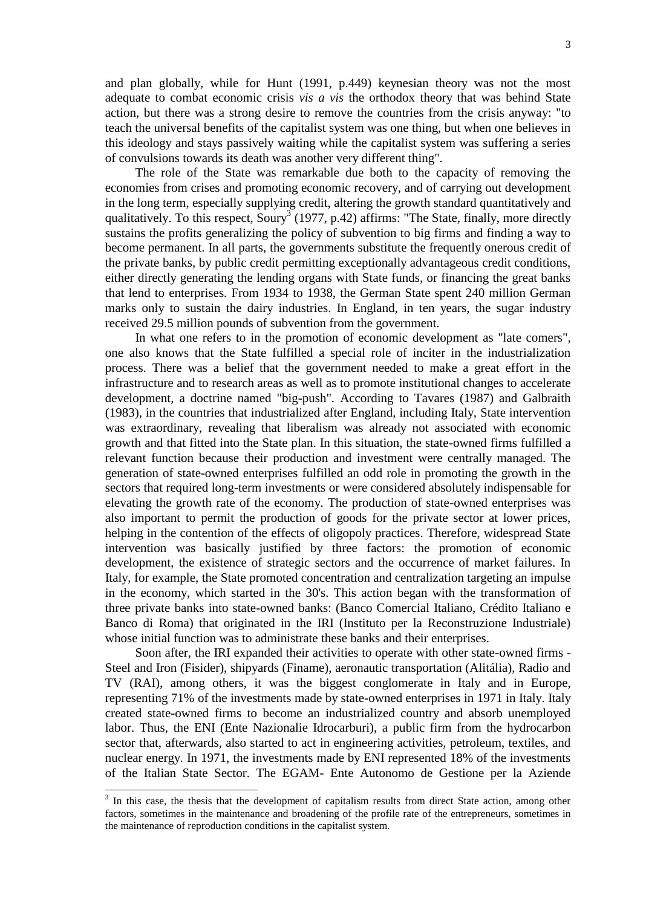and plan globally, while for Hunt (1991, p.449) keynesian theory was not the most adequate to combat economic crisis *vis a vis* the orthodox theory that was behind State action, but there was a strong desire to remove the countries from the crisis anyway: "to teach the universal benefits of the capitalist system was one thing, but when one believes in this ideology and stays passively waiting while the capitalist system was suffering a series of convulsions towards its death was another very different thing".

The role of the State was remarkable due both to the capacity of removing the economies from crises and promoting economic recovery, and of carrying out development in the long term, especially supplying credit, altering the growth standard quantitatively and qualitatively. To this respect, Soury[3] (1977, p.42) affirms: "The State, finally, more directly sustains the profits generalizing the policy of subvention to big firms and finding a way to become permanent. In all parts, the governments substitute the frequently onerous credit of the private banks, by public credit permitting exceptionally advantageous credit conditions, either directly generating the lending organs with State funds, or financing the great banks that lend to enterprises. From 1934 to 1938, the German State spent 240 million German marks only to sustain the dairy industries. In England, in ten years, the sugar industry received 29.5 million pounds of subvention from the government.

In what one refers to in the promotion of economic development as "late comers", one also knows that the State fulfilled a special role of inciter in the industrialization process. There was a belief that the government needed to make a great effort in the infrastructure and to research areas as well as to promote institutional changes to accelerate development, a doctrine named "big-push". According to Tavares (1987) and Galbraith (1983), in the countries that industrialized after England, including Italy, State intervention was extraordinary, revealing that liberalism was already not associated with economic growth and that fitted into the State plan. In this situation, the state-owned firms fulfilled a relevant function because their production and investment were centrally managed. The generation of state-owned enterprises fulfilled an odd role in promoting the growth in the sectors that required long-term investments or were considered absolutely indispensable for elevating the growth rate of the economy. The production of state-owned enterprises was also important to permit the production of goods for the private sector at lower prices, helping in the contention of the effects of oligopoly practices. Therefore, widespread State intervention was basically justified by three factors: the promotion of economic development, the existence of strategic sectors and the occurrence of market failures. In Italy, for example, the State promoted concentration and centralization targeting an impulse in the economy, which started in the 30's. This action began with the transformation of three private banks into state-owned banks: (Banco Comercial Italiano, Crédito Italiano e Banco di Roma) that originated in the IRI (Instituto per la Reconstruzione Industriale) whose initial function was to administrate these banks and their enterprises.

Soon after, the IRI expanded their activities to operate with other state-owned firms - Steel and Iron (Fisider), shipyards (Finame), aeronautic transportation (Alitália), Radio and TV (RAI), among others, it was the biggest conglomerate in Italy and in Europe, representing 71% of the investments made by state-owned enterprises in 1971 in Italy. Italy created state-owned firms to become an industrialized country and absorb unemployed labor. Thus, the ENI (Ente Nazionalie Idrocarburi), a public firm from the hydrocarbon sector that, afterwards, also started to act in engineering activities, petroleum, textiles, and nuclear energy. In 1971, the investments made by ENI represented 18% of the investments of the Italian State Sector. The EGAM- Ente Autonomo de Gestione per la Aziende

---

[3] In this case, the thesis that the development of capitalism results from direct State action, among other factors, sometimes in the maintenance and broadening of the profile rate of the entrepreneurs, sometimes in the maintenance of reproduction conditions in the capitalist system.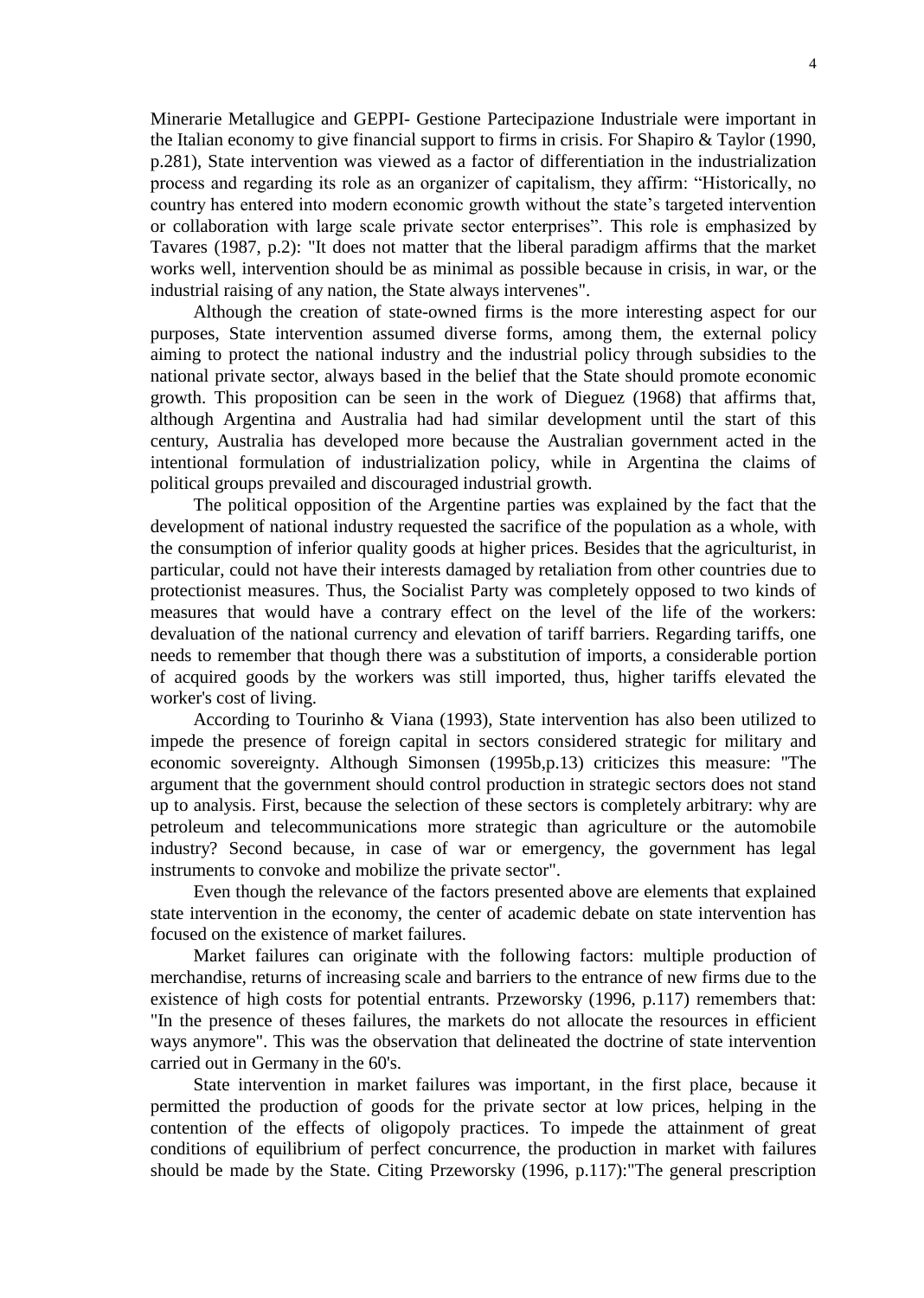Minerarie Metallugice and GEPPI- Gestione Partecipazione Industriale were important in the Italian economy to give financial support to firms in crisis. For Shapiro & Taylor (1990, p.281), State intervention was viewed as a factor of differentiation in the industrialization process and regarding its role as an organizer of capitalism, they affirm: "Historically, no country has entered into modern economic growth without the state's targeted intervention or collaboration with large scale private sector enterprises". This role is emphasized by Tavares (1987, p.2): "It does not matter that the liberal paradigm affirms that the market works well, intervention should be as minimal as possible because in crisis, in war, or the industrial raising of any nation, the State always intervenes".

Although the creation of state-owned firms is the more interesting aspect for our purposes, State intervention assumed diverse forms, among them, the external policy aiming to protect the national industry and the industrial policy through subsidies to the national private sector, always based in the belief that the State should promote economic growth. This proposition can be seen in the work of Dieguez (1968) that affirms that, although Argentina and Australia had had similar development until the start of this century, Australia has developed more because the Australian government acted in the intentional formulation of industrialization policy, while in Argentina the claims of political groups prevailed and discouraged industrial growth.

The political opposition of the Argentine parties was explained by the fact that the development of national industry requested the sacrifice of the population as a whole, with the consumption of inferior quality goods at higher prices. Besides that the agriculturist, in particular, could not have their interests damaged by retaliation from other countries due to protectionist measures. Thus, the Socialist Party was completely opposed to two kinds of measures that would have a contrary effect on the level of the life of the workers: devaluation of the national currency and elevation of tariff barriers. Regarding tariffs, one needs to remember that though there was a substitution of imports, a considerable portion of acquired goods by the workers was still imported, thus, higher tariffs elevated the worker's cost of living.

According to Tourinho & Viana (1993), State intervention has also been utilized to impede the presence of foreign capital in sectors considered strategic for military and economic sovereignty. Although Simonsen (1995b,p.13) criticizes this measure: "The argument that the government should control production in strategic sectors does not stand up to analysis. First, because the selection of these sectors is completely arbitrary: why are petroleum and telecommunications more strategic than agriculture or the automobile industry? Second because, in case of war or emergency, the government has legal instruments to convoke and mobilize the private sector".

Even though the relevance of the factors presented above are elements that explained state intervention in the economy, the center of academic debate on state intervention has focused on the existence of market failures.

Market failures can originate with the following factors: multiple production of merchandise, returns of increasing scale and barriers to the entrance of new firms due to the existence of high costs for potential entrants. Przeworsky (1996, p.117) remembers that: "In the presence of theses failures, the markets do not allocate the resources in efficient ways anymore". This was the observation that delineated the doctrine of state intervention carried out in Germany in the 60's.

State intervention in market failures was important, in the first place, because it permitted the production of goods for the private sector at low prices, helping in the contention of the effects of oligopoly practices. To impede the attainment of great conditions of equilibrium of perfect concurrence, the production in market with failures should be made by the State. Citing Przeworsky (1996, p.117):"The general prescription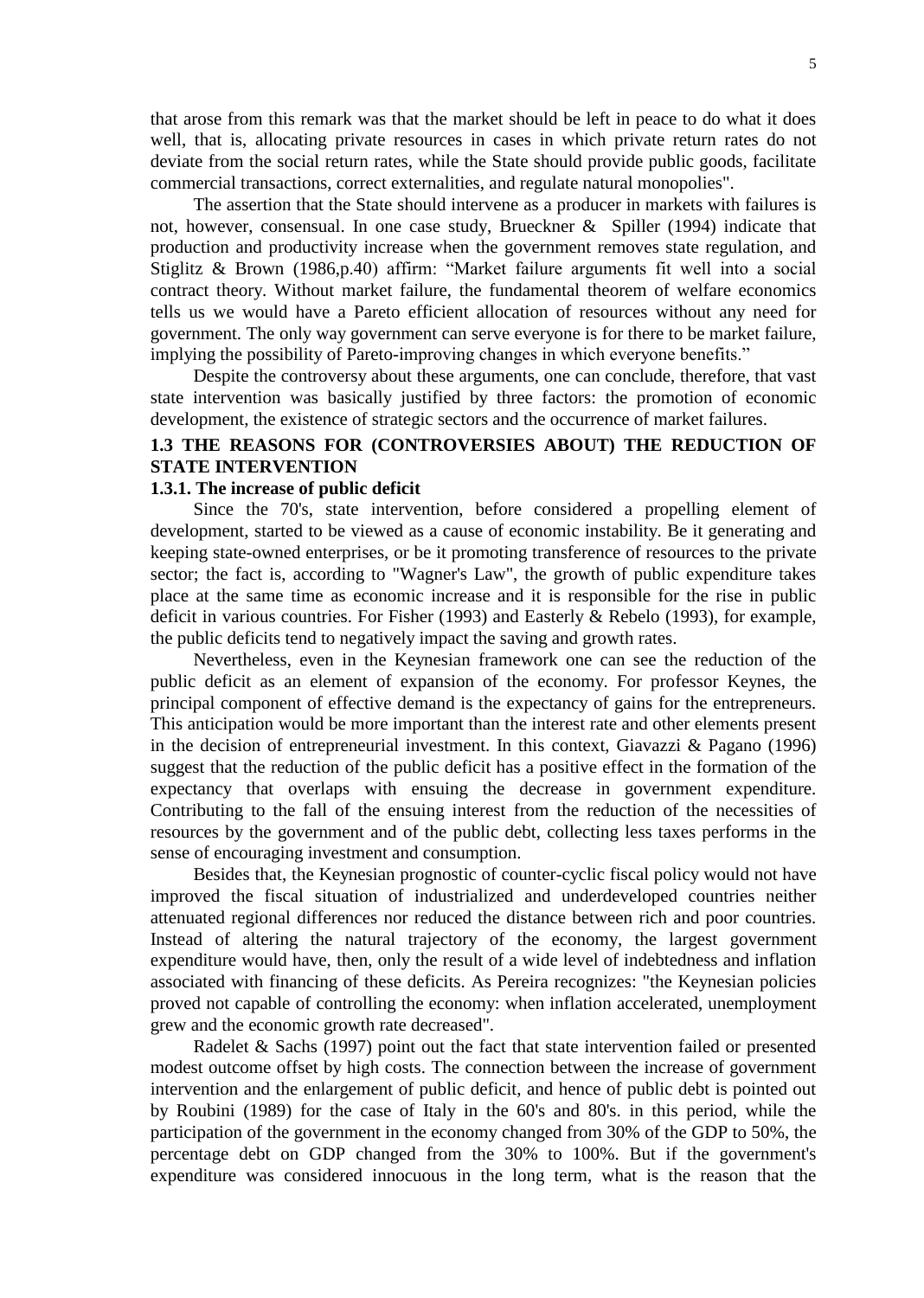that arose from this remark was that the market should be left in peace to do what it does well, that is, allocating private resources in cases in which private return rates do not deviate from the social return rates, while the State should provide public goods, facilitate commercial transactions, correct externalities, and regulate natural monopolies".

The assertion that the State should intervene as a producer in markets with failures is not, however, consensual. In one case study, Brueckner & Spiller (1994) indicate that production and productivity increase when the government removes state regulation, and Stiglitz & Brown (1986,p.40) affirm: "Market failure arguments fit well into a social contract theory. Without market failure, the fundamental theorem of welfare economics tells us we would have a Pareto efficient allocation of resources without any need for government. The only way government can serve everyone is for there to be market failure, implying the possibility of Pareto-improving changes in which everyone benefits."

Despite the controversy about these arguments, one can conclude, therefore, that vast state intervention was basically justified by three factors: the promotion of economic development, the existence of strategic sectors and the occurrence of market failures.

## 1.3 THE REASONS FOR (CONTROVERSIES ABOUT) THE REDUCTION OF STATE INTERVENTION

### 1.3.1. The increase of public deficit

Since the 70's, state intervention, before considered a propelling element of development, started to be viewed as a cause of economic instability. Be it generating and keeping state-owned enterprises, or be it promoting transference of resources to the private sector; the fact is, according to "Wagner's Law", the growth of public expenditure takes place at the same time as economic increase and it is responsible for the rise in public deficit in various countries. For Fisher (1993) and Easterly & Rebelo (1993), for example, the public deficits tend to negatively impact the saving and growth rates.

Nevertheless, even in the Keynesian framework one can see the reduction of the public deficit as an element of expansion of the economy. For professor Keynes, the principal component of effective demand is the expectancy of gains for the entrepreneurs. This anticipation would be more important than the interest rate and other elements present in the decision of entrepreneurial investment. In this context, Giavazzi & Pagano (1996) suggest that the reduction of the public deficit has a positive effect in the formation of the expectancy that overlaps with ensuing the decrease in government expenditure. Contributing to the fall of the ensuing interest from the reduction of the necessities of resources by the government and of the public debt, collecting less taxes performs in the sense of encouraging investment and consumption.

Besides that, the Keynesian prognostic of counter-cyclic fiscal policy would not have improved the fiscal situation of industrialized and underdeveloped countries neither attenuated regional differences nor reduced the distance between rich and poor countries. Instead of altering the natural trajectory of the economy, the largest government expenditure would have, then, only the result of a wide level of indebtedness and inflation associated with financing of these deficits. As Pereira recognizes: "the Keynesian policies proved not capable of controlling the economy: when inflation accelerated, unemployment grew and the economic growth rate decreased".

Radelet & Sachs (1997) point out the fact that state intervention failed or presented modest outcome offset by high costs. The connection between the increase of government intervention and the enlargement of public deficit, and hence of public debt is pointed out by Roubini (1989) for the case of Italy in the 60's and 80's. in this period, while the participation of the government in the economy changed from 30% of the GDP to 50%, the percentage debt on GDP changed from the 30% to 100%. But if the government's expenditure was considered innocuous in the long term, what is the reason that the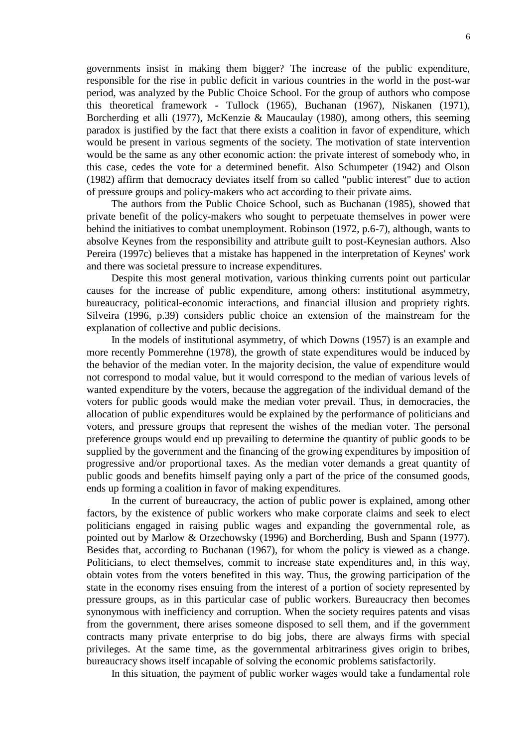governments insist in making them bigger? The increase of the public expenditure, responsible for the rise in public deficit in various countries in the world in the post-war period, was analyzed by the Public Choice School. For the group of authors who compose this theoretical framework - Tullock (1965), Buchanan (1967), Niskanen (1971), Borcherding et alli (1977), McKenzie & Maucaulay (1980), among others, this seeming paradox is justified by the fact that there exists a coalition in favor of expenditure, which would be present in various segments of the society. The motivation of state intervention would be the same as any other economic action: the private interest of somebody who, in this case, cedes the vote for a determined benefit. Also Schumpeter (1942) and Olson (1982) affirm that democracy deviates itself from so called "public interest" due to action of pressure groups and policy-makers who act according to their private aims.

The authors from the Public Choice School, such as Buchanan (1985), showed that private benefit of the policy-makers who sought to perpetuate themselves in power were behind the initiatives to combat unemployment. Robinson (1972, p.6-7), although, wants to absolve Keynes from the responsibility and attribute guilt to post-Keynesian authors. Also Pereira (1997c) believes that a mistake has happened in the interpretation of Keynes' work and there was societal pressure to increase expenditures.

Despite this most general motivation, various thinking currents point out particular causes for the increase of public expenditure, among others: institutional asymmetry, bureaucracy, political-economic interactions, and financial illusion and propriety rights. Silveira (1996, p.39) considers public choice an extension of the mainstream for the explanation of collective and public decisions.

In the models of institutional asymmetry, of which Downs (1957) is an example and more recently Pommerehne (1978), the growth of state expenditures would be induced by the behavior of the median voter. In the majority decision, the value of expenditure would not correspond to modal value, but it would correspond to the median of various levels of wanted expenditure by the voters, because the aggregation of the individual demand of the voters for public goods would make the median voter prevail. Thus, in democracies, the allocation of public expenditures would be explained by the performance of politicians and voters, and pressure groups that represent the wishes of the median voter. The personal preference groups would end up prevailing to determine the quantity of public goods to be supplied by the government and the financing of the growing expenditures by imposition of progressive and/or proportional taxes. As the median voter demands a great quantity of public goods and benefits himself paying only a part of the price of the consumed goods, ends up forming a coalition in favor of making expenditures.

In the current of bureaucracy, the action of public power is explained, among other factors, by the existence of public workers who make corporate claims and seek to elect politicians engaged in raising public wages and expanding the governmental role, as pointed out by Marlow & Orzechowsky (1996) and Borcherding, Bush and Spann (1977). Besides that, according to Buchanan (1967), for whom the policy is viewed as a change. Politicians, to elect themselves, commit to increase state expenditures and, in this way, obtain votes from the voters benefited in this way. Thus, the growing participation of the state in the economy rises ensuing from the interest of a portion of society represented by pressure groups, as in this particular case of public workers. Bureaucracy then becomes synonymous with inefficiency and corruption. When the society requires patents and visas from the government, there arises someone disposed to sell them, and if the government contracts many private enterprise to do big jobs, there are always firms with special privileges. At the same time, as the governmental arbitrariness gives origin to bribes, bureaucracy shows itself incapable of solving the economic problems satisfactorily.

In this situation, the payment of public worker wages would take a fundamental role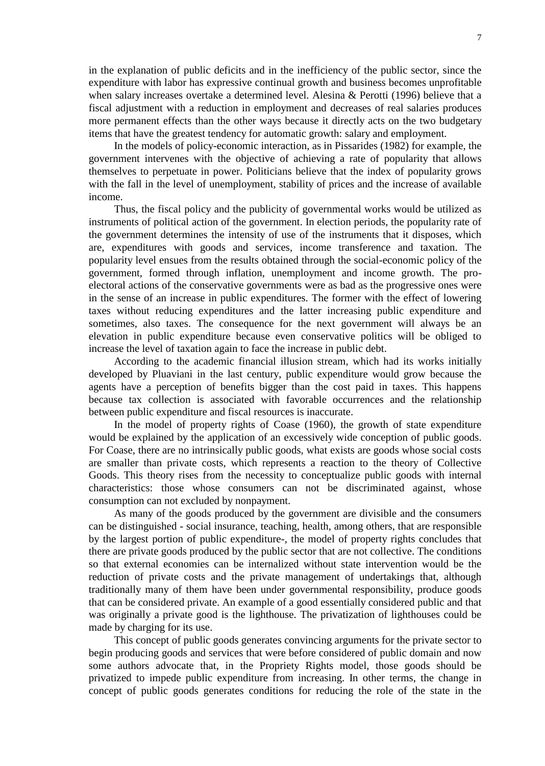in the explanation of public deficits and in the inefficiency of the public sector, since the expenditure with labor has expressive continual growth and business becomes unprofitable when salary increases overtake a determined level. Alesina & Perotti (1996) believe that a fiscal adjustment with a reduction in employment and decreases of real salaries produces more permanent effects than the other ways because it directly acts on the two budgetary items that have the greatest tendency for automatic growth: salary and employment.

In the models of policy-economic interaction, as in Pissarides (1982) for example, the government intervenes with the objective of achieving a rate of popularity that allows themselves to perpetuate in power. Politicians believe that the index of popularity grows with the fall in the level of unemployment, stability of prices and the increase of available income.

Thus, the fiscal policy and the publicity of governmental works would be utilized as instruments of political action of the government. In election periods, the popularity rate of the government determines the intensity of use of the instruments that it disposes, which are, expenditures with goods and services, income transference and taxation. The popularity level ensues from the results obtained through the social-economic policy of the government, formed through inflation, unemployment and income growth. The pro-electoral actions of the conservative governments were as bad as the progressive ones were in the sense of an increase in public expenditures. The former with the effect of lowering taxes without reducing expenditures and the latter increasing public expenditure and sometimes, also taxes. The consequence for the next government will always be an elevation in public expenditure because even conservative politics will be obliged to increase the level of taxation again to face the increase in public debt.

According to the academic financial illusion stream, which had its works initially developed by Pluaviani in the last century, public expenditure would grow because the agents have a perception of benefits bigger than the cost paid in taxes. This happens because tax collection is associated with favorable occurrences and the relationship between public expenditure and fiscal resources is inaccurate.

In the model of property rights of Coase (1960), the growth of state expenditure would be explained by the application of an excessively wide conception of public goods. For Coase, there are no intrinsically public goods, what exists are goods whose social costs are smaller than private costs, which represents a reaction to the theory of Collective Goods. This theory rises from the necessity to conceptualize public goods with internal characteristics: those whose consumers can not be discriminated against, whose consumption can not excluded by nonpayment.

As many of the goods produced by the government are divisible and the consumers can be distinguished - social insurance, teaching, health, among others, that are responsible by the largest portion of public expenditure-, the model of property rights concludes that there are private goods produced by the public sector that are not collective. The conditions so that external economies can be internalized without state intervention would be the reduction of private costs and the private management of undertakings that, although traditionally many of them have been under governmental responsibility, produce goods that can be considered private. An example of a good essentially considered public and that was originally a private good is the lighthouse. The privatization of lighthouses could be made by charging for its use.

This concept of public goods generates convincing arguments for the private sector to begin producing goods and services that were before considered of public domain and now some authors advocate that, in the Propriety Rights model, those goods should be privatized to impede public expenditure from increasing. In other terms, the change in concept of public goods generates conditions for reducing the role of the state in the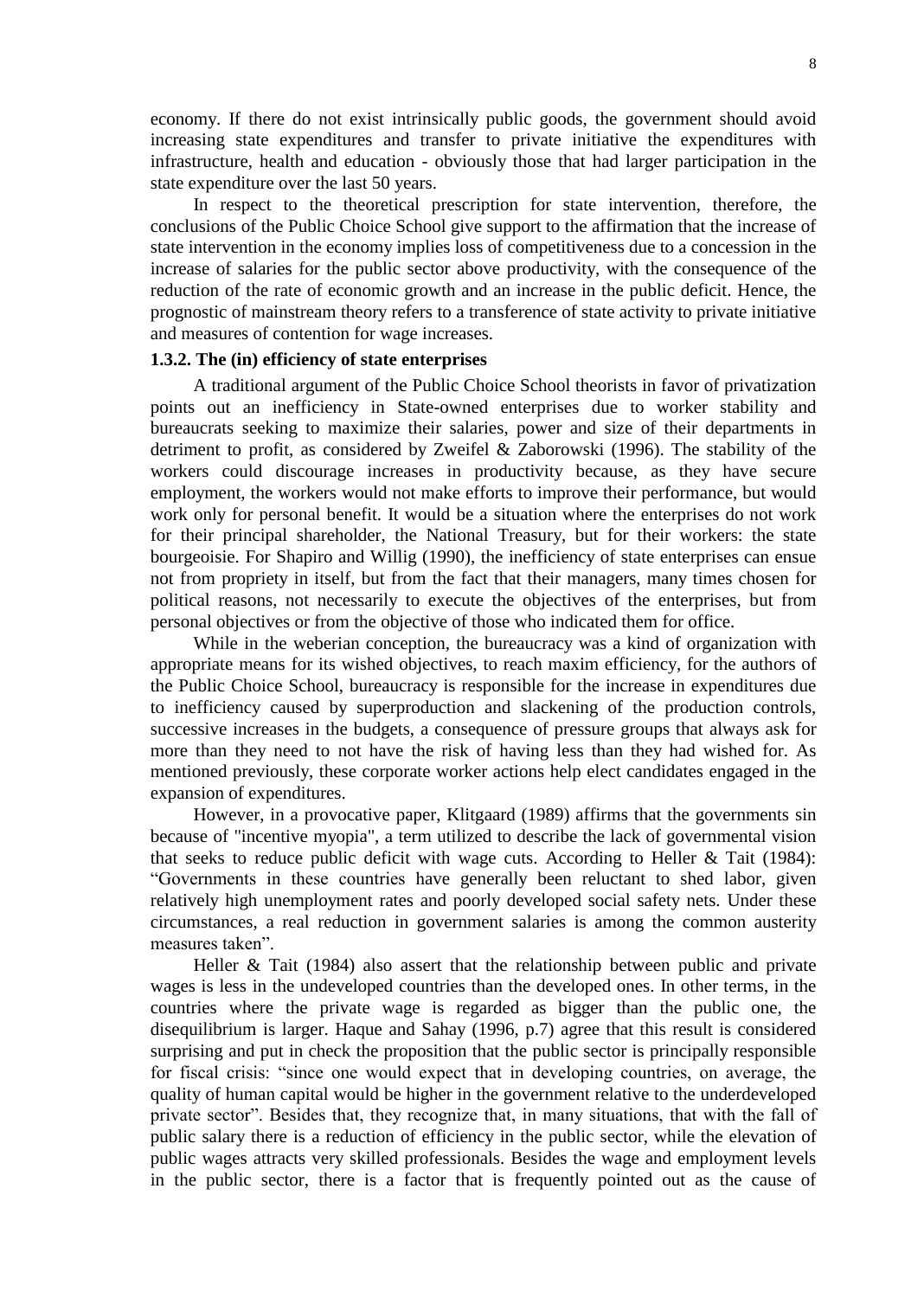economy. If there do not exist intrinsically public goods, the government should avoid increasing state expenditures and transfer to private initiative the expenditures with infrastructure, health and education - obviously those that had larger participation in the state expenditure over the last 50 years.

In respect to the theoretical prescription for state intervention, therefore, the conclusions of the Public Choice School give support to the affirmation that the increase of state intervention in the economy implies loss of competitiveness due to a concession in the increase of salaries for the public sector above productivity, with the consequence of the reduction of the rate of economic growth and an increase in the public deficit. Hence, the prognostic of mainstream theory refers to a transference of state activity to private initiative and measures of contention for wage increases.

### 1.3.2. The (in) efficiency of state enterprises

A traditional argument of the Public Choice School theorists in favor of privatization points out an inefficiency in State-owned enterprises due to worker stability and bureaucrats seeking to maximize their salaries, power and size of their departments in detriment to profit, as considered by Zweifel & Zaborowski (1996). The stability of the workers could discourage increases in productivity because, as they have secure employment, the workers would not make efforts to improve their performance, but would work only for personal benefit. It would be a situation where the enterprises do not work for their principal shareholder, the National Treasury, but for their workers: the state bourgeoisie. For Shapiro and Willig (1990), the inefficiency of state enterprises can ensue not from propriety in itself, but from the fact that their managers, many times chosen for political reasons, not necessarily to execute the objectives of the enterprises, but from personal objectives or from the objective of those who indicated them for office.

While in the weberian conception, the bureaucracy was a kind of organization with appropriate means for its wished objectives, to reach maxim efficiency, for the authors of the Public Choice School, bureaucracy is responsible for the increase in expenditures due to inefficiency caused by superproduction and slackening of the production controls, successive increases in the budgets, a consequence of pressure groups that always ask for more than they need to not have the risk of having less than they had wished for. As mentioned previously, these corporate worker actions help elect candidates engaged in the expansion of expenditures.

However, in a provocative paper, Klitgaard (1989) affirms that the governments sin because of "incentive myopia", a term utilized to describe the lack of governmental vision that seeks to reduce public deficit with wage cuts. According to Heller & Tait (1984): "Governments in these countries have generally been reluctant to shed labor, given relatively high unemployment rates and poorly developed social safety nets. Under these circumstances, a real reduction in government salaries is among the common austerity measures taken".

Heller & Tait (1984) also assert that the relationship between public and private wages is less in the undeveloped countries than the developed ones. In other terms, in the countries where the private wage is regarded as bigger than the public one, the disequilibrium is larger. Haque and Sahay (1996, p.7) agree that this result is considered surprising and put in check the proposition that the public sector is principally responsible for fiscal crisis: "since one would expect that in developing countries, on average, the quality of human capital would be higher in the government relative to the underdeveloped private sector". Besides that, they recognize that, in many situations, that with the fall of public salary there is a reduction of efficiency in the public sector, while the elevation of public wages attracts very skilled professionals. Besides the wage and employment levels in the public sector, there is a factor that is frequently pointed out as the cause of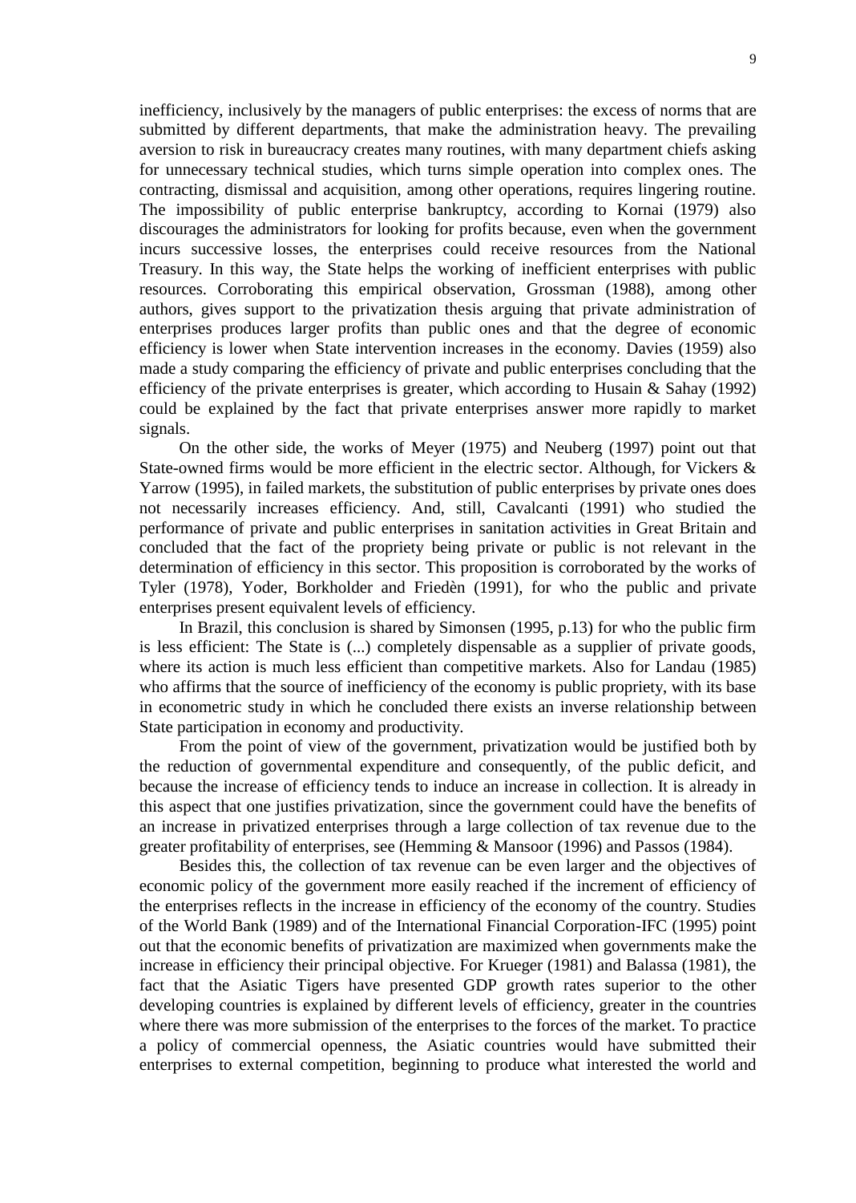inefficiency, inclusively by the managers of public enterprises: the excess of norms that are submitted by different departments, that make the administration heavy. The prevailing aversion to risk in bureaucracy creates many routines, with many department chiefs asking for unnecessary technical studies, which turns simple operation into complex ones. The contracting, dismissal and acquisition, among other operations, requires lingering routine. The impossibility of public enterprise bankruptcy, according to Kornai (1979) also discourages the administrators for looking for profits because, even when the government incurs successive losses, the enterprises could receive resources from the National Treasury. In this way, the State helps the working of inefficient enterprises with public resources. Corroborating this empirical observation, Grossman (1988), among other authors, gives support to the privatization thesis arguing that private administration of enterprises produces larger profits than public ones and that the degree of economic efficiency is lower when State intervention increases in the economy. Davies (1959) also made a study comparing the efficiency of private and public enterprises concluding that the efficiency of the private enterprises is greater, which according to Husain & Sahay (1992) could be explained by the fact that private enterprises answer more rapidly to market signals.

On the other side, the works of Meyer (1975) and Neuberg (1997) point out that State-owned firms would be more efficient in the electric sector. Although, for Vickers & Yarrow (1995), in failed markets, the substitution of public enterprises by private ones does not necessarily increases efficiency. And, still, Cavalcanti (1991) who studied the performance of private and public enterprises in sanitation activities in Great Britain and concluded that the fact of the propriety being private or public is not relevant in the determination of efficiency in this sector. This proposition is corroborated by the works of Tyler (1978), Yoder, Borkholder and Friedèn (1991), for who the public and private enterprises present equivalent levels of efficiency.

In Brazil, this conclusion is shared by Simonsen (1995, p.13) for who the public firm is less efficient: The State is (...) completely dispensable as a supplier of private goods, where its action is much less efficient than competitive markets. Also for Landau (1985) who affirms that the source of inefficiency of the economy is public propriety, with its base in econometric study in which he concluded there exists an inverse relationship between State participation in economy and productivity.

From the point of view of the government, privatization would be justified both by the reduction of governmental expenditure and consequently, of the public deficit, and because the increase of efficiency tends to induce an increase in collection. It is already in this aspect that one justifies privatization, since the government could have the benefits of an increase in privatized enterprises through a large collection of tax revenue due to the greater profitability of enterprises, see (Hemming & Mansoor (1996) and Passos (1984).

Besides this, the collection of tax revenue can be even larger and the objectives of economic policy of the government more easily reached if the increment of efficiency of the enterprises reflects in the increase in efficiency of the economy of the country. Studies of the World Bank (1989) and of the International Financial Corporation-IFC (1995) point out that the economic benefits of privatization are maximized when governments make the increase in efficiency their principal objective. For Krueger (1981) and Balassa (1981), the fact that the Asiatic Tigers have presented GDP growth rates superior to the other developing countries is explained by different levels of efficiency, greater in the countries where there was more submission of the enterprises to the forces of the market. To practice a policy of commercial openness, the Asiatic countries would have submitted their enterprises to external competition, beginning to produce what interested the world and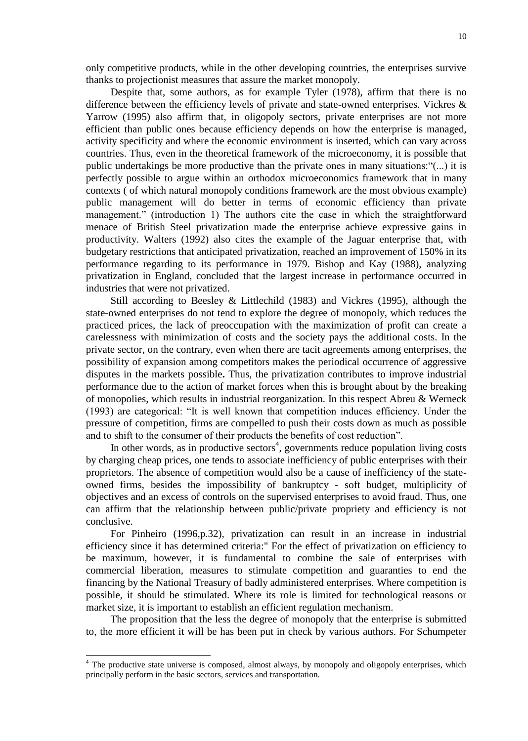only competitive products, while in the other developing countries, the enterprises survive thanks to projectionist measures that assure the market monopoly.

Despite that, some authors, as for example Tyler (1978), affirm that there is no difference between the efficiency levels of private and state-owned enterprises. Vickres & Yarrow (1995) also affirm that, in oligopoly sectors, private enterprises are not more efficient than public ones because efficiency depends on how the enterprise is managed, activity specificity and where the economic environment is inserted, which can vary across countries. Thus, even in the theoretical framework of the microeconomy, it is possible that public undertakings be more productive than the private ones in many situations:"(...) it is perfectly possible to argue within an orthodox microeconomics framework that in many contexts ( of which natural monopoly conditions framework are the most obvious example) public management will do better in terms of economic efficiency than private management." (introduction 1) The authors cite the case in which the straightforward menace of British Steel privatization made the enterprise achieve expressive gains in productivity. Walters (1992) also cites the example of the Jaguar enterprise that, with budgetary restrictions that anticipated privatization, reached an improvement of 150% in its performance regarding to its performance in 1979. Bishop and Kay (1988), analyzing privatization in England, concluded that the largest increase in performance occurred in industries that were not privatized.

Still according to Beesley & Littlechild (1983) and Vickres (1995), although the state-owned enterprises do not tend to explore the degree of monopoly, which reduces the practiced prices, the lack of preoccupation with the maximization of profit can create a carelessness with minimization of costs and the society pays the additional costs. In the private sector, on the contrary, even when there are tacit agreements among enterprises, the possibility of expansion among competitors makes the periodical occurrence of aggressive disputes in the markets possible**.** Thus, the privatization contributes to improve industrial performance due to the action of market forces when this is brought about by the breaking of monopolies, which results in industrial reorganization. In this respect Abreu & Werneck (1993) are categorical: "It is well known that competition induces efficiency. Under the pressure of competition, firms are compelled to push their costs down as much as possible and to shift to the consumer of their products the benefits of cost reduction".

In other words, as in productive sectors[4], governments reduce population living costs by charging cheap prices, one tends to associate inefficiency of public enterprises with their proprietors. The absence of competition would also be a cause of inefficiency of the state-owned firms, besides the impossibility of bankruptcy - soft budget, multiplicity of objectives and an excess of controls on the supervised enterprises to avoid fraud. Thus, one can affirm that the relationship between public/private propriety and efficiency is not conclusive.

For Pinheiro (1996,p.32), privatization can result in an increase in industrial efficiency since it has determined criteria:" For the effect of privatization on efficiency to be maximum, however, it is fundamental to combine the sale of enterprises with commercial liberation, measures to stimulate competition and guaranties to end the financing by the National Treasury of badly administered enterprises. Where competition is possible, it should be stimulated. Where its role is limited for technological reasons or market size, it is important to establish an efficient regulation mechanism.

The proposition that the less the degree of monopoly that the enterprise is submitted to, the more efficient it will be has been put in check by various authors. For Schumpeter

[4] The productive state universe is composed, almost always, by monopoly and oligopoly enterprises, which principally perform in the basic sectors, services and transportation.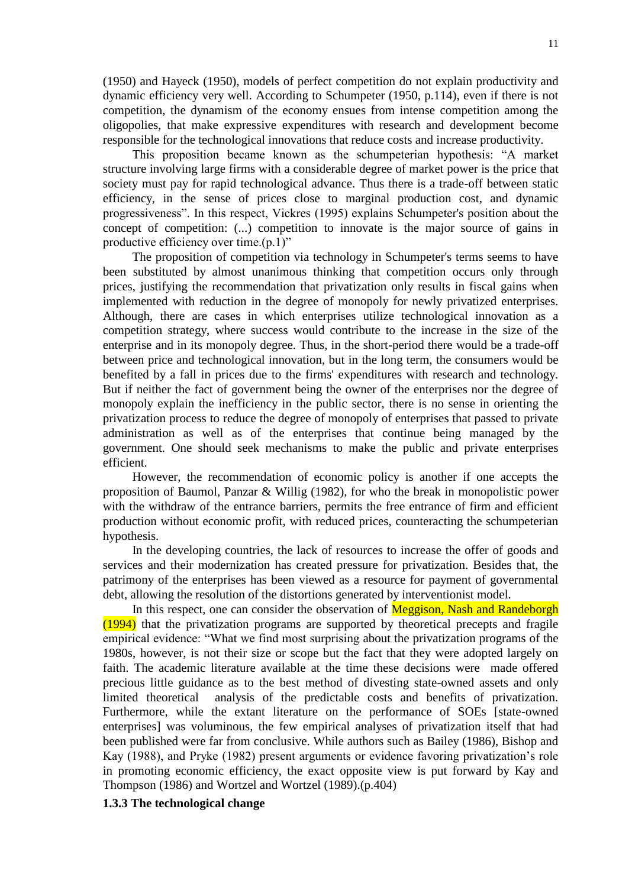(1950) and Hayeck (1950), models of perfect competition do not explain productivity and dynamic efficiency very well. According to Schumpeter (1950, p.114), even if there is not competition, the dynamism of the economy ensues from intense competition among the oligopolies, that make expressive expenditures with research and development become responsible for the technological innovations that reduce costs and increase productivity.

This proposition became known as the schumpeterian hypothesis: "A market structure involving large firms with a considerable degree of market power is the price that society must pay for rapid technological advance. Thus there is a trade-off between static efficiency, in the sense of prices close to marginal production cost, and dynamic progressiveness". In this respect, Vickres (1995) explains Schumpeter's position about the concept of competition: (...) competition to innovate is the major source of gains in productive efficiency over time.(p.1)"

The proposition of competition via technology in Schumpeter's terms seems to have been substituted by almost unanimous thinking that competition occurs only through prices, justifying the recommendation that privatization only results in fiscal gains when implemented with reduction in the degree of monopoly for newly privatized enterprises. Although, there are cases in which enterprises utilize technological innovation as a competition strategy, where success would contribute to the increase in the size of the enterprise and in its monopoly degree. Thus, in the short-period there would be a trade-off between price and technological innovation, but in the long term, the consumers would be benefited by a fall in prices due to the firms' expenditures with research and technology. But if neither the fact of government being the owner of the enterprises nor the degree of monopoly explain the inefficiency in the public sector, there is no sense in orienting the privatization process to reduce the degree of monopoly of enterprises that passed to private administration as well as of the enterprises that continue being managed by the government. One should seek mechanisms to make the public and private enterprises efficient.

However, the recommendation of economic policy is another if one accepts the proposition of Baumol, Panzar & Willig (1982), for who the break in monopolistic power with the withdraw of the entrance barriers, permits the free entrance of firm and efficient production without economic profit, with reduced prices, counteracting the schumpeterian hypothesis.

In the developing countries, the lack of resources to increase the offer of goods and services and their modernization has created pressure for privatization. Besides that, the patrimony of the enterprises has been viewed as a resource for payment of governmental debt, allowing the resolution of the distortions generated by interventionist model.

In this respect, one can consider the observation of Meggison, Nash and Randeborgh (1994) that the privatization programs are supported by theoretical precepts and fragile empirical evidence: "What we find most surprising about the privatization programs of the 1980s, however, is not their size or scope but the fact that they were adopted largely on faith. The academic literature available at the time these decisions were made offered precious little guidance as to the best method of divesting state-owned assets and only limited theoretical analysis of the predictable costs and benefits of privatization. Furthermore, while the extant literature on the performance of SOEs [state-owned enterprises] was voluminous, the few empirical analyses of privatization itself that had been published were far from conclusive. While authors such as Bailey (1986), Bishop and Kay (1988), and Pryke (1982) present arguments or evidence favoring privatization's role in promoting economic efficiency, the exact opposite view is put forward by Kay and Thompson (1986) and Wortzel and Wortzel (1989).(p.404)

### 1.3.3 The technological change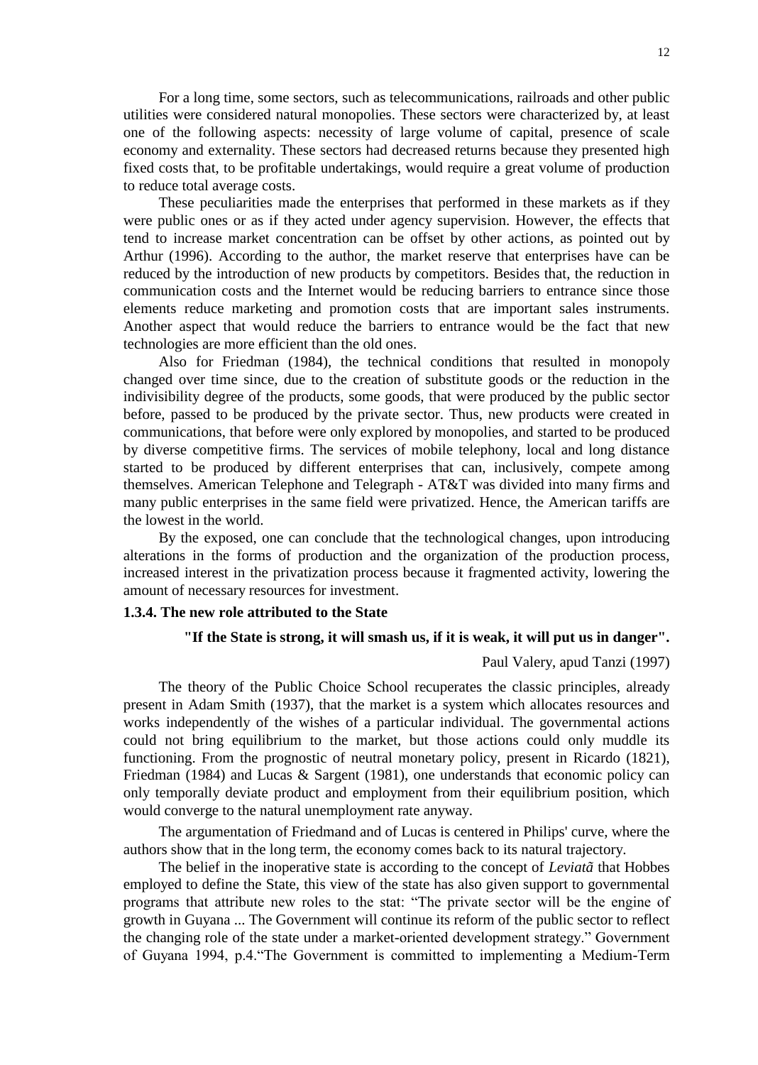For a long time, some sectors, such as telecommunications, railroads and other public utilities were considered natural monopolies. These sectors were characterized by, at least one of the following aspects: necessity of large volume of capital, presence of scale economy and externality. These sectors had decreased returns because they presented high fixed costs that, to be profitable undertakings, would require a great volume of production to reduce total average costs.

These peculiarities made the enterprises that performed in these markets as if they were public ones or as if they acted under agency supervision. However, the effects that tend to increase market concentration can be offset by other actions, as pointed out by Arthur (1996). According to the author, the market reserve that enterprises have can be reduced by the introduction of new products by competitors. Besides that, the reduction in communication costs and the Internet would be reducing barriers to entrance since those elements reduce marketing and promotion costs that are important sales instruments. Another aspect that would reduce the barriers to entrance would be the fact that new technologies are more efficient than the old ones.

Also for Friedman (1984), the technical conditions that resulted in monopoly changed over time since, due to the creation of substitute goods or the reduction in the indivisibility degree of the products, some goods, that were produced by the public sector before, passed to be produced by the private sector. Thus, new products were created in communications, that before were only explored by monopolies, and started to be produced by diverse competitive firms. The services of mobile telephony, local and long distance started to be produced by different enterprises that can, inclusively, compete among themselves. American Telephone and Telegraph - AT&T was divided into many firms and many public enterprises in the same field were privatized. Hence, the American tariffs are the lowest in the world.

By the exposed, one can conclude that the technological changes, upon introducing alterations in the forms of production and the organization of the production process, increased interest in the privatization process because it fragmented activity, lowering the amount of necessary resources for investment.

### 1.3.4. The new role attributed to the State

**"If the State is strong, it will smash us, if it is weak, it will put us in danger".**

Paul Valery, apud Tanzi (1997)

The theory of the Public Choice School recuperates the classic principles, already present in Adam Smith (1937), that the market is a system which allocates resources and works independently of the wishes of a particular individual. The governmental actions could not bring equilibrium to the market, but those actions could only muddle its functioning. From the prognostic of neutral monetary policy, present in Ricardo (1821), Friedman (1984) and Lucas & Sargent (1981), one understands that economic policy can only temporally deviate product and employment from their equilibrium position, which would converge to the natural unemployment rate anyway.

The argumentation of Friedmand and of Lucas is centered in Philips' curve, where the authors show that in the long term, the economy comes back to its natural trajectory.

The belief in the inoperative state is according to the concept of *Leviatã* that Hobbes employed to define the State, this view of the state has also given support to governmental programs that attribute new roles to the stat: “The private sector will be the engine of growth in Guyana ... The Government will continue its reform of the public sector to reflect the changing role of the state under a market-oriented development strategy.” Government of Guyana 1994, p.4.“The Government is committed to implementing a Medium-Term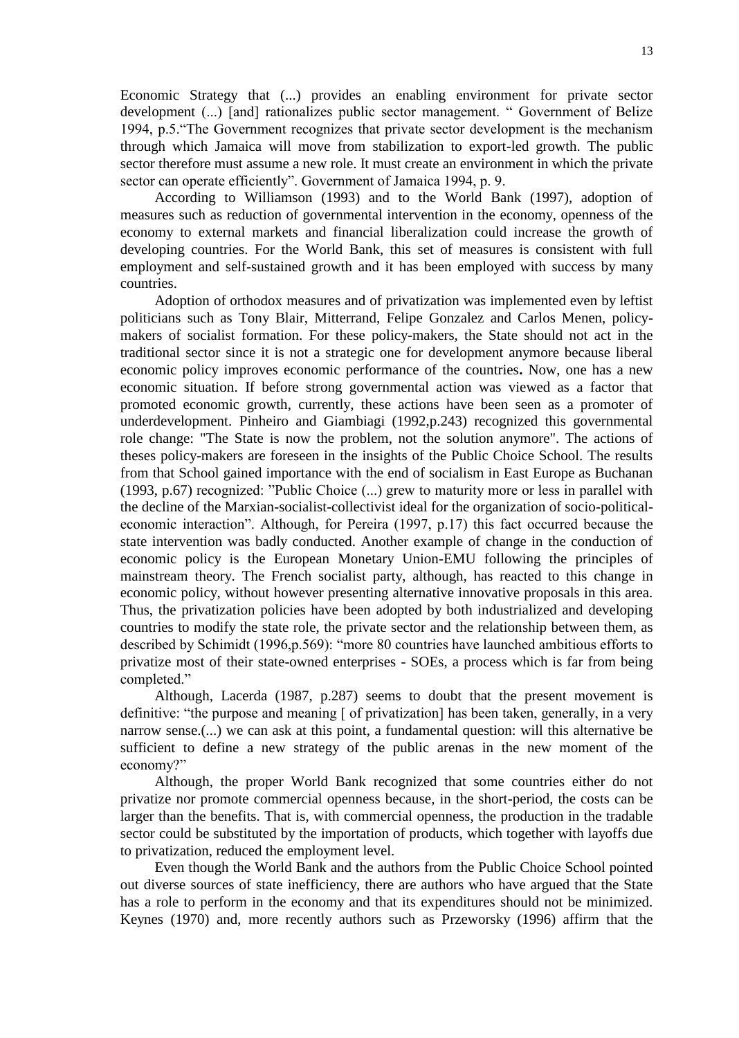Economic Strategy that (...) provides an enabling environment for private sector development (...) [and] rationalizes public sector management. " Government of Belize 1994, p.5."The Government recognizes that private sector development is the mechanism through which Jamaica will move from stabilization to export-led growth. The public sector therefore must assume a new role. It must create an environment in which the private sector can operate efficiently". Government of Jamaica 1994, p. 9.

According to Williamson (1993) and to the World Bank (1997), adoption of measures such as reduction of governmental intervention in the economy, openness of the economy to external markets and financial liberalization could increase the growth of developing countries. For the World Bank, this set of measures is consistent with full employment and self-sustained growth and it has been employed with success by many countries.

Adoption of orthodox measures and of privatization was implemented even by leftist politicians such as Tony Blair, Mitterrand, Felipe Gonzalez and Carlos Menen, policy-makers of socialist formation. For these policy-makers, the State should not act in the traditional sector since it is not a strategic one for development anymore because liberal economic policy improves economic performance of the countries**.** Now, one has a new economic situation. If before strong governmental action was viewed as a factor that promoted economic growth, currently, these actions have been seen as a promoter of underdevelopment. Pinheiro and Giambiagi (1992,p.243) recognized this governmental role change: "The State is now the problem, not the solution anymore". The actions of theses policy-makers are foreseen in the insights of the Public Choice School. The results from that School gained importance with the end of socialism in East Europe as Buchanan (1993, p.67) recognized: "Public Choice (...) grew to maturity more or less in parallel with the decline of the Marxian-socialist-collectivist ideal for the organization of socio-political-economic interaction". Although, for Pereira (1997, p.17) this fact occurred because the state intervention was badly conducted. Another example of change in the conduction of economic policy is the European Monetary Union-EMU following the principles of mainstream theory. The French socialist party, although, has reacted to this change in economic policy, without however presenting alternative innovative proposals in this area. Thus, the privatization policies have been adopted by both industrialized and developing countries to modify the state role, the private sector and the relationship between them, as described by Schimidt (1996,p.569): "more 80 countries have launched ambitious efforts to privatize most of their state-owned enterprises - SOEs, a process which is far from being completed."

Although, Lacerda (1987, p.287) seems to doubt that the present movement is definitive: "the purpose and meaning [ of privatization] has been taken, generally, in a very narrow sense.(...) we can ask at this point, a fundamental question: will this alternative be sufficient to define a new strategy of the public arenas in the new moment of the economy?"

Although, the proper World Bank recognized that some countries either do not privatize nor promote commercial openness because, in the short-period, the costs can be larger than the benefits. That is, with commercial openness, the production in the tradable sector could be substituted by the importation of products, which together with layoffs due to privatization, reduced the employment level.

Even though the World Bank and the authors from the Public Choice School pointed out diverse sources of state inefficiency, there are authors who have argued that the State has a role to perform in the economy and that its expenditures should not be minimized. Keynes (1970) and, more recently authors such as Przeworsky (1996) affirm that the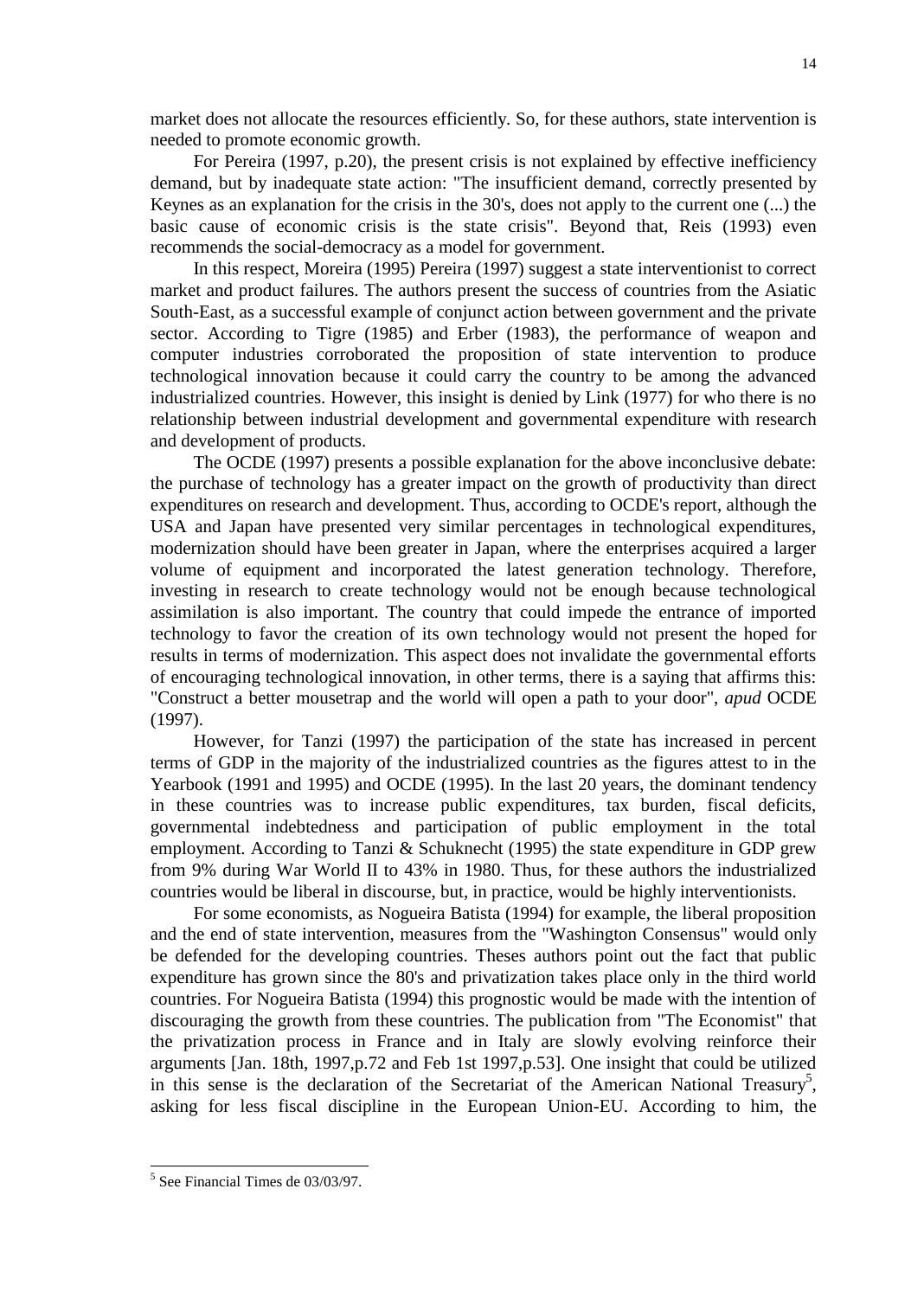market does not allocate the resources efficiently. So, for these authors, state intervention is needed to promote economic growth.

For Pereira (1997, p.20), the present crisis is not explained by effective inefficiency demand, but by inadequate state action: "The insufficient demand, correctly presented by Keynes as an explanation for the crisis in the 30's, does not apply to the current one (...) the basic cause of economic crisis is the state crisis". Beyond that, Reis (1993) even recommends the social-democracy as a model for government.

In this respect, Moreira (1995) Pereira (1997) suggest a state interventionist to correct market and product failures. The authors present the success of countries from the Asiatic South-East, as a successful example of conjunct action between government and the private sector. According to Tigre (1985) and Erber (1983), the performance of weapon and computer industries corroborated the proposition of state intervention to produce technological innovation because it could carry the country to be among the advanced industrialized countries. However, this insight is denied by Link (1977) for who there is no relationship between industrial development and governmental expenditure with research and development of products.

The OCDE (1997) presents a possible explanation for the above inconclusive debate: the purchase of technology has a greater impact on the growth of productivity than direct expenditures on research and development. Thus, according to OCDE's report, although the USA and Japan have presented very similar percentages in technological expenditures, modernization should have been greater in Japan, where the enterprises acquired a larger volume of equipment and incorporated the latest generation technology. Therefore, investing in research to create technology would not be enough because technological assimilation is also important. The country that could impede the entrance of imported technology to favor the creation of its own technology would not present the hoped for results in terms of modernization. This aspect does not invalidate the governmental efforts of encouraging technological innovation, in other terms, there is a saying that affirms this: "Construct a better mousetrap and the world will open a path to your door", *apud* OCDE (1997).

However, for Tanzi (1997) the participation of the state has increased in percent terms of GDP in the majority of the industrialized countries as the figures attest to in the Yearbook (1991 and 1995) and OCDE (1995). In the last 20 years, the dominant tendency in these countries was to increase public expenditures, tax burden, fiscal deficits, governmental indebtedness and participation of public employment in the total employment. According to Tanzi & Schuknecht (1995) the state expenditure in GDP grew from 9% during War World II to 43% in 1980. Thus, for these authors the industrialized countries would be liberal in discourse, but, in practice, would be highly interventionists.

For some economists, as Nogueira Batista (1994) for example, the liberal proposition and the end of state intervention, measures from the "Washington Consensus" would only be defended for the developing countries. Theses authors point out the fact that public expenditure has grown since the 80's and privatization takes place only in the third world countries. For Nogueira Batista (1994) this prognostic would be made with the intention of discouraging the growth from these countries. The publication from "The Economist" that the privatization process in France and in Italy are slowly evolving reinforce their arguments [Jan. 18th, 1997,p.72 and Feb 1st 1997,p.53]. One insight that could be utilized in this sense is the declaration of the Secretariat of the American National Treasury[5], asking for less fiscal discipline in the European Union-EU. According to him, the

[5] See Financial Times de 03/03/97.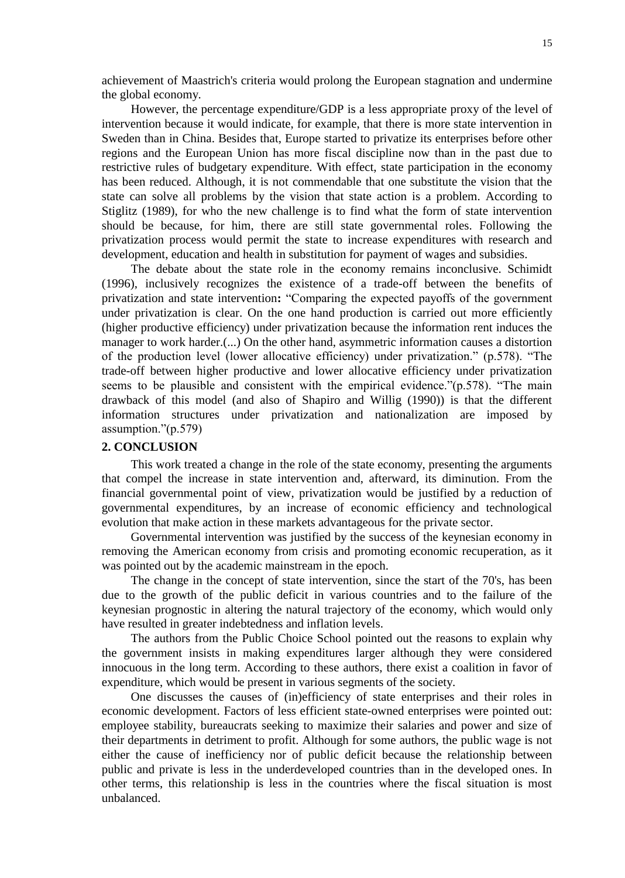achievement of Maastrich's criteria would prolong the European stagnation and undermine the global economy.

However, the percentage expenditure/GDP is a less appropriate proxy of the level of intervention because it would indicate, for example, that there is more state intervention in Sweden than in China. Besides that, Europe started to privatize its enterprises before other regions and the European Union has more fiscal discipline now than in the past due to restrictive rules of budgetary expenditure. With effect, state participation in the economy has been reduced. Although, it is not commendable that one substitute the vision that the state can solve all problems by the vision that state action is a problem. According to Stiglitz (1989), for who the new challenge is to find what the form of state intervention should be because, for him, there are still state governmental roles. Following the privatization process would permit the state to increase expenditures with research and development, education and health in substitution for payment of wages and subsidies.

The debate about the state role in the economy remains inconclusive. Schimidt (1996), inclusively recognizes the existence of a trade-off between the benefits of privatization and state intervention**:** "Comparing the expected payoffs of the government under privatization is clear. On the one hand production is carried out more efficiently (higher productive efficiency) under privatization because the information rent induces the manager to work harder.(...) On the other hand, asymmetric information causes a distortion of the production level (lower allocative efficiency) under privatization." (p.578). "The trade-off between higher productive and lower allocative efficiency under privatization seems to be plausible and consistent with the empirical evidence."(p.578). "The main drawback of this model (and also of Shapiro and Willig (1990)) is that the different information structures under privatization and nationalization are imposed by assumption."(p.579)

## 2. CONCLUSION

This work treated a change in the role of the state economy, presenting the arguments that compel the increase in state intervention and, afterward, its diminution. From the financial governmental point of view, privatization would be justified by a reduction of governmental expenditures, by an increase of economic efficiency and technological evolution that make action in these markets advantageous for the private sector.

Governmental intervention was justified by the success of the keynesian economy in removing the American economy from crisis and promoting economic recuperation, as it was pointed out by the academic mainstream in the epoch.

The change in the concept of state intervention, since the start of the 70's, has been due to the growth of the public deficit in various countries and to the failure of the keynesian prognostic in altering the natural trajectory of the economy, which would only have resulted in greater indebtedness and inflation levels.

The authors from the Public Choice School pointed out the reasons to explain why the government insists in making expenditures larger although they were considered innocuous in the long term. According to these authors, there exist a coalition in favor of expenditure, which would be present in various segments of the society.

One discusses the causes of (in)efficiency of state enterprises and their roles in economic development. Factors of less efficient state-owned enterprises were pointed out: employee stability, bureaucrats seeking to maximize their salaries and power and size of their departments in detriment to profit. Although for some authors, the public wage is not either the cause of inefficiency nor of public deficit because the relationship between public and private is less in the underdeveloped countries than in the developed ones. In other terms, this relationship is less in the countries where the fiscal situation is most unbalanced.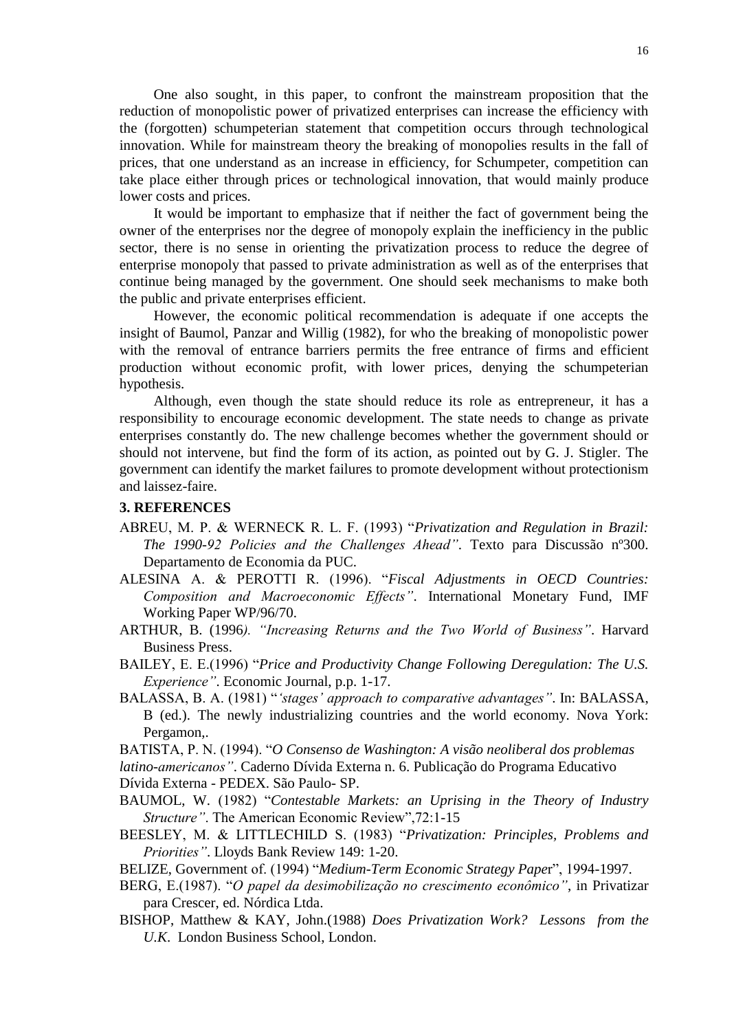One also sought, in this paper, to confront the mainstream proposition that the reduction of monopolistic power of privatized enterprises can increase the efficiency with the (forgotten) schumpeterian statement that competition occurs through technological innovation. While for mainstream theory the breaking of monopolies results in the fall of prices, that one understand as an increase in efficiency, for Schumpeter, competition can take place either through prices or technological innovation, that would mainly produce lower costs and prices.

It would be important to emphasize that if neither the fact of government being the owner of the enterprises nor the degree of monopoly explain the inefficiency in the public sector, there is no sense in orienting the privatization process to reduce the degree of enterprise monopoly that passed to private administration as well as of the enterprises that continue being managed by the government. One should seek mechanisms to make both the public and private enterprises efficient.

However, the economic political recommendation is adequate if one accepts the insight of Baumol, Panzar and Willig (1982), for who the breaking of monopolistic power with the removal of entrance barriers permits the free entrance of firms and efficient production without economic profit, with lower prices, denying the schumpeterian hypothesis.

Although, even though the state should reduce its role as entrepreneur, it has a responsibility to encourage economic development. The state needs to change as private enterprises constantly do. The new challenge becomes whether the government should or should not intervene, but find the form of its action, as pointed out by G. J. Stigler. The government can identify the market failures to promote development without protectionism and laissez-faire.

**3. REFERENCES**

ABREU, M. P. & WERNECK R. L. F. (1993) "*Privatization and Regulation in Brazil: The 1990-92 Policies and the Challenges Ahead"*. Texto para Discussão nº300. Departamento de Economia da PUC.

ALESINA A. & PEROTTI R. (1996). "*Fiscal Adjustments in OECD Countries: Composition and Macroeconomic Effects"*. International Monetary Fund, IMF Working Paper WP/96/70.

ARTHUR, B. (1996*). "Increasing Returns and the Two World of Business"*. Harvard Business Press.

BAILEY, E. E.(1996) "*Price and Productivity Change Following Deregulation: The U.S. Experience"*. Economic Journal, p.p. 1-17.

BALASSA, B. A. (1981) "*'stages' approach to comparative advantages"*. In: BALASSA, B (ed.). The newly industrializing countries and the world economy. Nova York: Pergamon,.

BATISTA, P. N. (1994). "*O Consenso de Washington: A visão neoliberal dos problemas latino-americanos"*. Caderno Dívida Externa n. 6. Publicação do Programa Educativo Dívida Externa - PEDEX. São Paulo- SP.

BAUMOL, W. (1982) "*Contestable Markets: an Uprising in the Theory of Industry Structure"*. The American Economic Review",72:1-15

BEESLEY, M. & LITTLECHILD S. (1983) "*Privatization: Principles, Problems and Priorities"*. Lloyds Bank Review 149: 1-20.

BELIZE, Government of. (1994) "*Medium-Term Economic Strategy Pape*r", 1994-1997.

BERG, E.(1987). "*O papel da desimobilização no crescimento econômico"*, in Privatizar para Crescer, ed. Nórdica Ltda.

BISHOP, Matthew & KAY, John.(1988) *Does Privatization Work? Lessons from the U.K.* London Business School, London.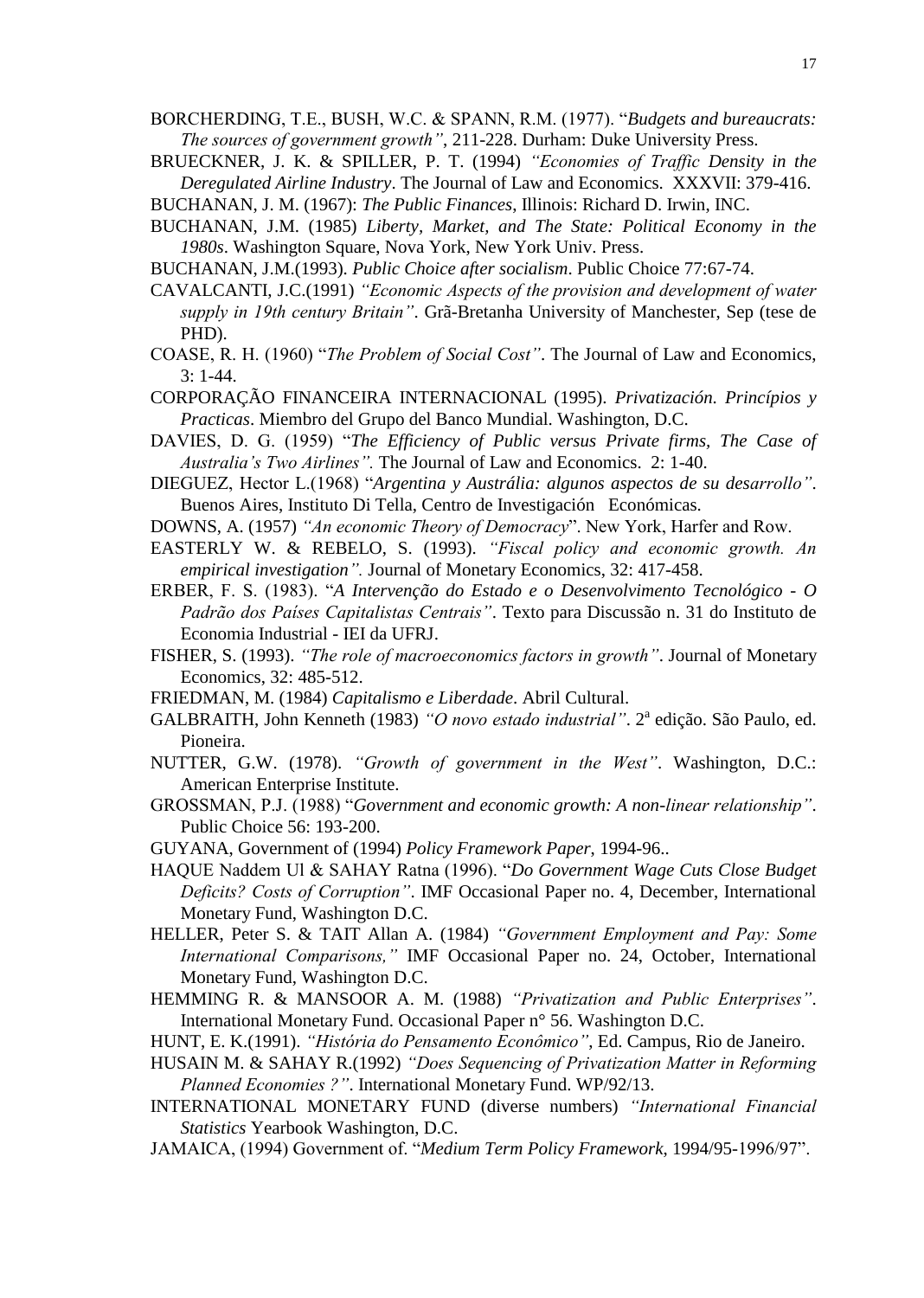BORCHERDING, T.E., BUSH, W.C. & SPANN, R.M. (1977). "*Budgets and bureaucrats: The sources of government growth"*, 211-228. Durham: Duke University Press.

BRUECKNER, J. K. & SPILLER, P. T. (1994) *"Economies of Traffic Density in the Deregulated Airline Industry*. The Journal of Law and Economics. XXXVII: 379-416.

BUCHANAN, J. M. (1967): *The Public Finances*, Illinois: Richard D. Irwin, INC.

BUCHANAN, J.M. (1985) *Liberty, Market, and The State: Political Economy in the 1980s*. Washington Square, Nova York, New York Univ. Press.

BUCHANAN, J.M.(1993). *Public Choice after socialism*. Public Choice 77:67-74.

CAVALCANTI, J.C.(1991) *"Economic Aspects of the provision and development of water supply in 19th century Britain"*. Grã-Bretanha University of Manchester, Sep (tese de PHD).

COASE, R. H. (1960) "*The Problem of Social Cost"*. The Journal of Law and Economics, 3: 1-44.

CORPORAÇÃO FINANCEIRA INTERNACIONAL (1995). *Privatización. Princípios y Practicas*. Miembro del Grupo del Banco Mundial. Washington, D.C.

DAVIES, D. G. (1959) "*The Efficiency of Public versus Private firms, The Case of Australia's Two Airlines".* The Journal of Law and Economics. 2: 1-40.

DIEGUEZ, Hector L.(1968) "*Argentina y Austrália: algunos aspectos de su desarrollo"*. Buenos Aires, Instituto Di Tella, Centro de Investigación Económicas.

DOWNS, A. (1957) *"An economic Theory of Democracy*". New York, Harfer and Row.

EASTERLY W. & REBELO, S. (1993). *"Fiscal policy and economic growth. An empirical investigation".* Journal of Monetary Economics, 32: 417-458.

ERBER, F. S. (1983). "*A Intervenção do Estado e o Desenvolvimento Tecnológico - O Padrão dos Países Capitalistas Centrais"*. Texto para Discussão n. 31 do Instituto de Economia Industrial - IEI da UFRJ.

FISHER, S. (1993). *"The role of macroeconomics factors in growth"*. Journal of Monetary Economics, 32: 485-512.

FRIEDMAN, M. (1984) *Capitalismo e Liberdade*. Abril Cultural.

GALBRAITH, John Kenneth (1983) *"O novo estado industrial"*. 2ª edição. São Paulo, ed. Pioneira.

NUTTER, G.W. (1978). *"Growth of government in the West"*. Washington, D.C.: American Enterprise Institute.

GROSSMAN, P.J. (1988) "*Government and economic growth: A non-linear relationship"*. Public Choice 56: 193-200.

GUYANA, Government of (1994) *Policy Framework Paper*, 1994-96..

HAQUE Naddem Ul & SAHAY Ratna (1996). "*Do Government Wage Cuts Close Budget Deficits? Costs of Corruption"*. IMF Occasional Paper no. 4, December, International Monetary Fund, Washington D.C.

HELLER, Peter S. & TAIT Allan A. (1984) *"Government Employment and Pay: Some International Comparisons,"* IMF Occasional Paper no. 24, October, International Monetary Fund, Washington D.C.

HEMMING R. & MANSOOR A. M. (1988) *"Privatization and Public Enterprises"*. International Monetary Fund. Occasional Paper n° 56. Washington D.C.

HUNT, E. K.(1991). *"História do Pensamento Econômico"*, Ed. Campus, Rio de Janeiro.

HUSAIN M. & SAHAY R.(1992) *"Does Sequencing of Privatization Matter in Reforming Planned Economies ?"*. International Monetary Fund. WP/92/13.

INTERNATIONAL MONETARY FUND (diverse numbers) *"International Financial Statistics* Yearbook Washington, D.C.

JAMAICA, (1994) Government of. "*Medium Term Policy Framework*, 1994/95-1996/97".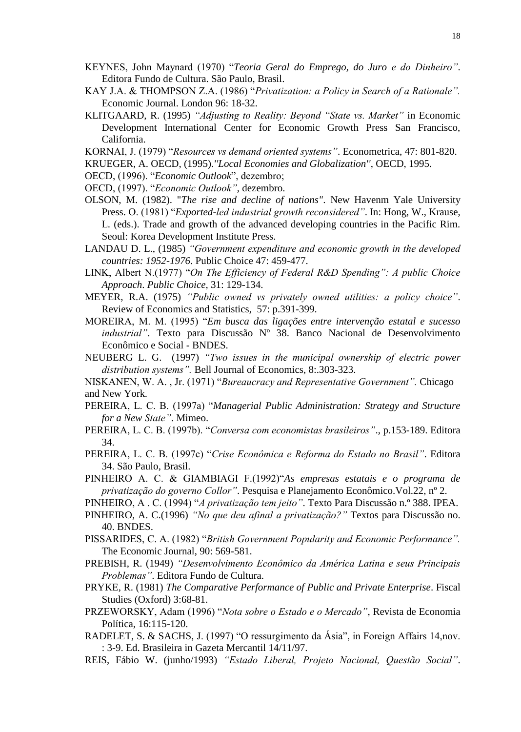KEYNES, John Maynard (1970) "*Teoria Geral do Emprego, do Juro e do Dinheiro"*. Editora Fundo de Cultura. São Paulo, Brasil.

KAY J.A. & THOMPSON Z.A. (1986) "*Privatization: a Policy in Search of a Rationale".* Economic Journal. London 96: 18-32.

KLITGAARD, R. (1995) *"Adjusting to Reality: Beyond "State vs. Market"* in Economic Development International Center for Economic Growth Press San Francisco, California.

KORNAI, J. (1979) "*Resources vs demand oriented systems"*. Econometrica, 47: 801-820.

KRUEGER, A. OECD, (1995).*"Local Economies and Globalization"*, OECD, 1995.

OECD, (1996). "*Economic Outlook*", dezembro;

OECD, (1997). "*Economic Outlook"*, dezembro.

OLSON, M. (1982). "*The rise and decline of nations"*. New Havenm Yale University Press. O. (1981) "*Exported-led industrial growth reconsidered"*. In: Hong, W., Krause, L. (eds.). Trade and growth of the advanced developing countries in the Pacific Rim. Seoul: Korea Development Institute Press.

LANDAU D. L., (1985) *"Government expenditure and economic growth in the developed countries: 1952-1976*. Public Choice 47: 459-477.

LINK, Albert N.(1977) "*On The Efficiency of Federal R&D Spending": A public Choice Approach*. *Public Choice,* 31: 129-134.

MEYER, R.A. (1975) *"Public owned vs privately owned utilities: a policy choice"*. Review of Economics and Statistics, 57: p.391-399.

MOREIRA, M. M. (1995) "*Em busca das ligações entre intervenção estatal e sucesso industrial"*. Texto para Discussão Nº 38. Banco Nacional de Desenvolvimento Econômico e Social - BNDES.

NEUBERG L. G. (1997) *"Two issues in the municipal ownership of electric power distribution systems".* Bell Journal of Economics, 8:.303-323.

NISKANEN, W. A. , Jr. (1971) "*Bureaucracy and Representative Government".* Chicago and New York.

PEREIRA, L. C. B. (1997a) "*Managerial Public Administration: Strategy and Structure for a New State"*. Mimeo.

PEREIRA, L. C. B. (1997b). "*Conversa com economistas brasileiros"*., p.153-189. Editora 34.

PEREIRA, L. C. B. (1997c) "*Crise Econômica e Reforma do Estado no Brasil"*. Editora 34. São Paulo, Brasil.

PINHEIRO A. C. & GIAMBIAGI F.(1992)"*As empresas estatais e o programa de privatização do governo Collor"*. Pesquisa e Planejamento Econômico.Vol.22, nº 2.

PINHEIRO, A . C. (1994) "*A privatização tem jeito"*. Texto Para Discussão n.º 388. IPEA.

PINHEIRO, A. C.(1996) *"No que deu afinal a privatização?"* Textos para Discussão no. 40. BNDES.

PISSARIDES, C. A. (1982) "*British Government Popularity and Economic Performance".* The Economic Journal, 90: 569-581.

PREBISH, R. (1949) *"Desenvolvimento Econômico da América Latina e seus Principais Problemas"*. Editora Fundo de Cultura.

PRYKE, R. (1981) *The Comparative Performance of Public and Private Enterprise*. Fiscal Studies (Oxford) 3:68-81.

PRZEWORSKY, Adam (1996) "*Nota sobre o Estado e o Mercado"*, Revista de Economia Política, 16:115-120.

RADELET, S. & SACHS, J. (1997) "O ressurgimento da Ásia", in Foreign Affairs 14,nov. : 3-9. Ed. Brasileira in Gazeta Mercantil 14/11/97.

REIS, Fábio W. (junho/1993) *"Estado Liberal, Projeto Nacional, Questão Social"*.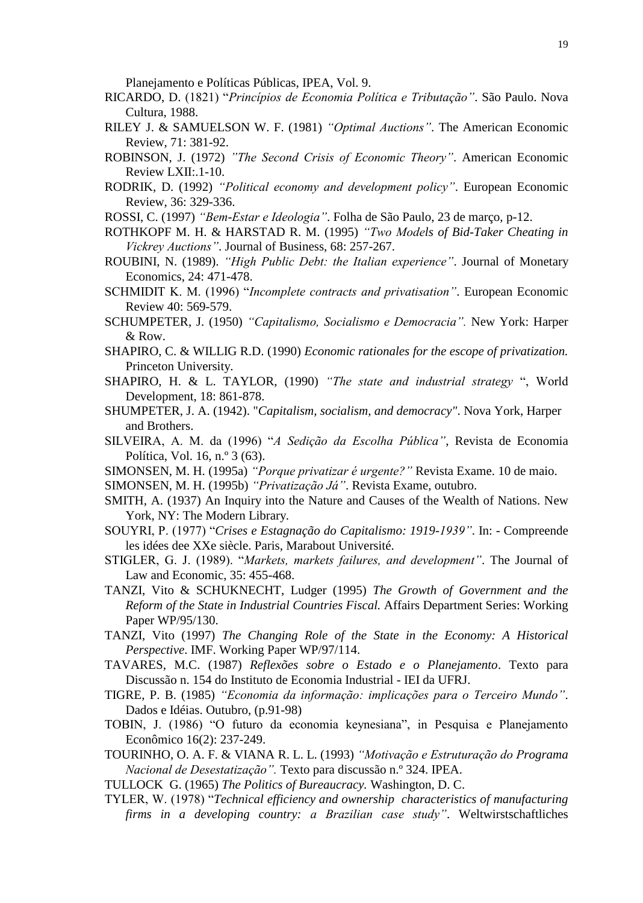Planejamento e Políticas Públicas, IPEA, Vol. 9.

RICARDO, D. (1821) "*Princípios de Economia Política e Tributação"*. São Paulo. Nova Cultura, 1988.

RILEY J. & SAMUELSON W. F. (1981) *"Optimal Auctions"*. The American Economic Review, 71: 381-92.

ROBINSON, J. (1972) *"The Second Crisis of Economic Theory"*. American Economic Review LXII:.1-10.

RODRIK, D. (1992) *"Political economy and development policy"*. European Economic Review, 36: 329-336.

ROSSI, C. (1997) *"Bem-Estar e Ideologia"*. Folha de São Paulo, 23 de março, p-12.

ROTHKOPF M. H. & HARSTAD R. M. (1995) *"Two Models of Bid-Taker Cheating in Vickrey Auctions"*. Journal of Business, 68: 257-267.

ROUBINI, N. (1989). *"High Public Debt: the Italian experience"*. Journal of Monetary Economics, 24: 471-478.

SCHMIDIT K. M. (1996) "*Incomplete contracts and privatisation"*. European Economic Review 40: 569-579.

SCHUMPETER, J. (1950) *"Capitalismo, Socialismo e Democracia".* New York: Harper & Row.

SHAPIRO, C. & WILLIG R.D. (1990) *Economic rationales for the escope of privatization.* Princeton University.

SHAPIRO, H. & L. TAYLOR, (1990) *"The state and industrial strategy* ", World Development, 18: 861-878.

SHUMPETER, J. A. (1942). "*Capitalism, socialism, and democracy*". Nova York, Harper and Brothers.

SILVEIRA, A. M. da (1996) "*A Sedição da Escolha Pública"*, Revista de Economia Política, Vol. 16, n.º 3 (63).

SIMONSEN, M. H. (1995a) *"Porque privatizar é urgente?"* Revista Exame. 10 de maio.

SIMONSEN, M. H. (1995b) *"Privatização Já"*. Revista Exame, outubro.

SMITH, A. (1937) An Inquiry into the Nature and Causes of the Wealth of Nations. New York, NY: The Modern Library.

SOUYRI, P. (1977) "*Crises e Estagnação do Capitalismo: 1919-1939"*. In: - Compreende les idées dee XXe siècle. Paris, Marabout Université.

STIGLER, G. J. (1989). "*Markets, markets failures, and development"*. The Journal of Law and Economic, 35: 455-468.

TANZI, Vito & SCHUKNECHT, Ludger (1995) *The Growth of Government and the Reform of the State in Industrial Countries Fiscal.* Affairs Department Series: Working Paper WP/95/130.

TANZI, Vito (1997) *The Changing Role of the State in the Economy: A Historical Perspective*. IMF. Working Paper WP/97/114.

TAVARES, M.C. (1987) *Reflexões sobre o Estado e o Planejamento*. Texto para Discussão n. 154 do Instituto de Economia Industrial - IEI da UFRJ.

TIGRE, P. B. (1985) *"Economia da informação: implicações para o Terceiro Mundo"*. Dados e Idéias. Outubro, (p.91-98)

TOBIN, J. (1986) "O futuro da economia keynesiana", in Pesquisa e Planejamento Econômico 16(2): 237-249.

TOURINHO, O. A. F. & VIANA R. L. L. (1993) *"Motivação e Estruturação do Programa Nacional de Desestatização".* Texto para discussão n.º 324. IPEA.

TULLOCK G. (1965) *The Politics of Bureaucracy.* Washington, D. C.

TYLER, W. (1978) "*Technical efficiency and ownership characteristics of manufacturing firms in a developing country: a Brazilian case study"*. Weltwirstschaftliches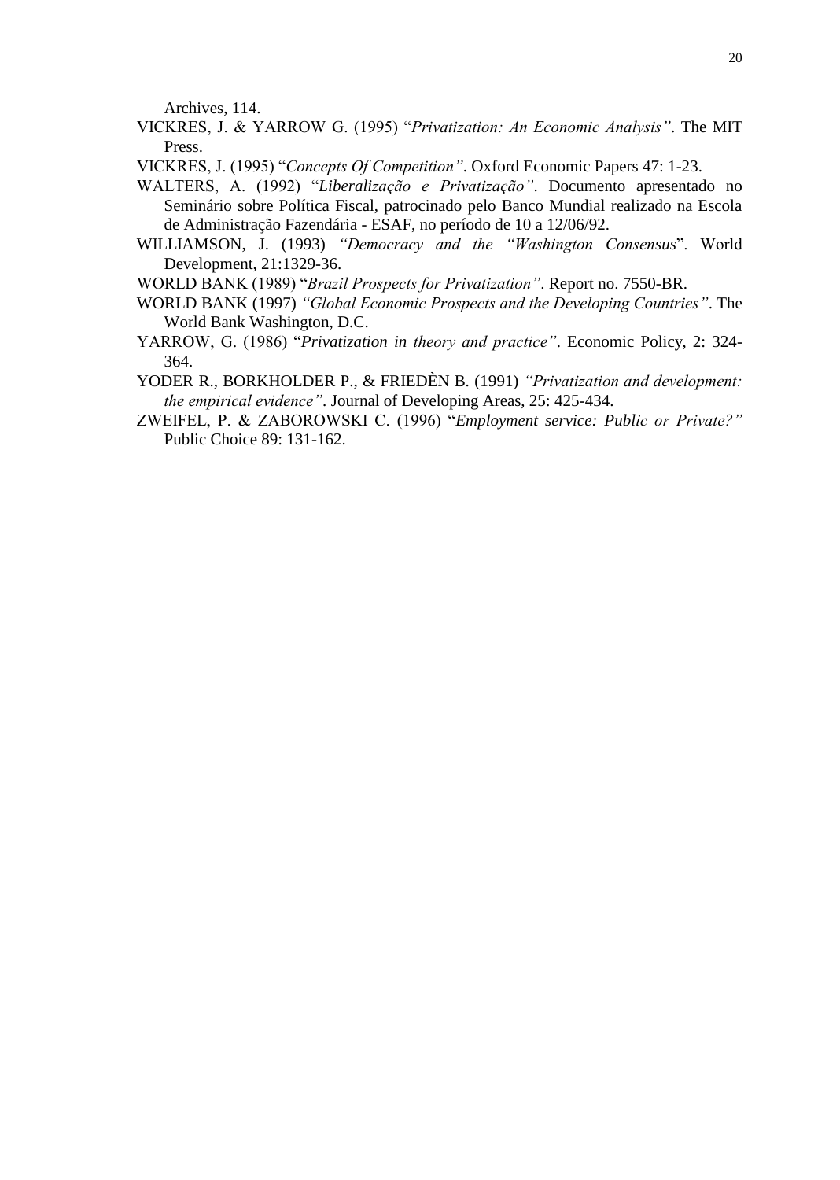Archives, 114.

VICKRES, J. & YARROW G. (1995) "*Privatization: An Economic Analysis"*. The MIT Press.

VICKRES, J. (1995) "*Concepts Of Competition"*. Oxford Economic Papers 47: 1-23.

WALTERS, A. (1992) "*Liberalização e Privatização"*. Documento apresentado no Seminário sobre Política Fiscal, patrocinado pelo Banco Mundial realizado na Escola de Administração Fazendária - ESAF, no período de 10 a 12/06/92.

WILLIAMSON, J. (1993) *"Democracy and the "Washington Consensus*". World Development, 21:1329-36.

WORLD BANK (1989) "*Brazil Prospects for Privatization"*. Report no. 7550-BR.

WORLD BANK (1997) *"Global Economic Prospects and the Developing Countries"*. The World Bank Washington, D.C.

YARROW, G. (1986) "*Privatization in theory and practice"*. Economic Policy, 2: 324-364.

YODER R., BORKHOLDER P., & FRIEDÈN B. (1991) *"Privatization and development: the empirical evidence"*. Journal of Developing Areas, 25: 425-434.

ZWEIFEL, P. & ZABOROWSKI C. (1996) "*Employment service: Public or Private?"* Public Choice 89: 131-162.